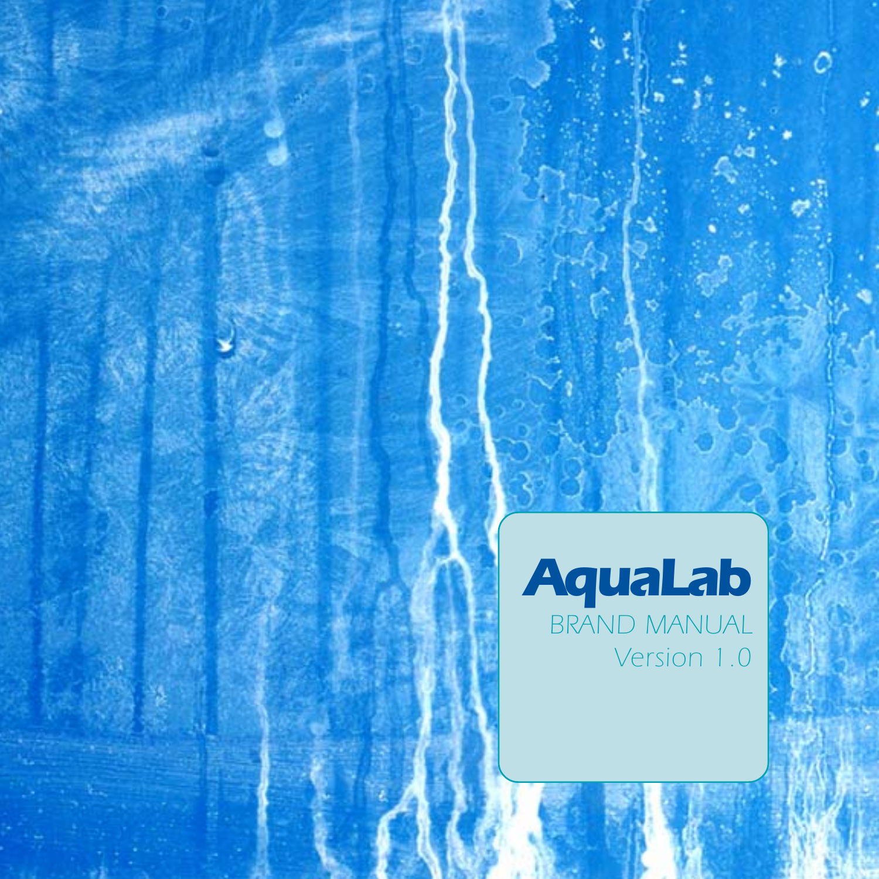# AquaLab

BRAND MANUAL

Version 1.0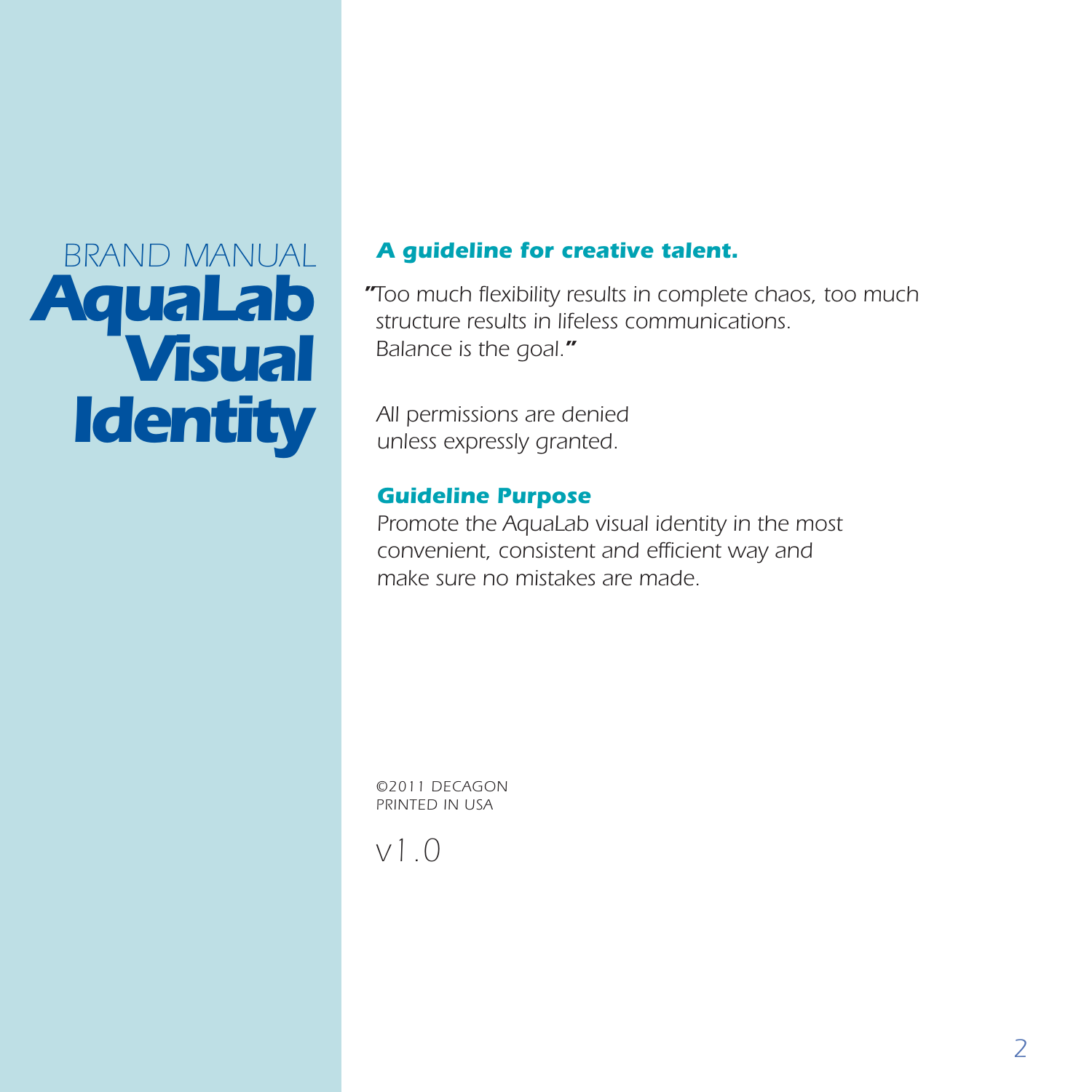BRAND MANUAL

# AquaLab Visual Identity

***A guideline for creative talent.***

*"Too much flexibility results in complete chaos, too much structure results in lifeless communications. Balance is the goal."*

*All permissions are denied unless expressly granted.*

***Guideline Purpose***

*Promote the AquaLab visual identity in the most convenient, consistent and efficient way and make sure no mistakes are made.*

©2011 DECAGON
PRINTED IN USA

v1.0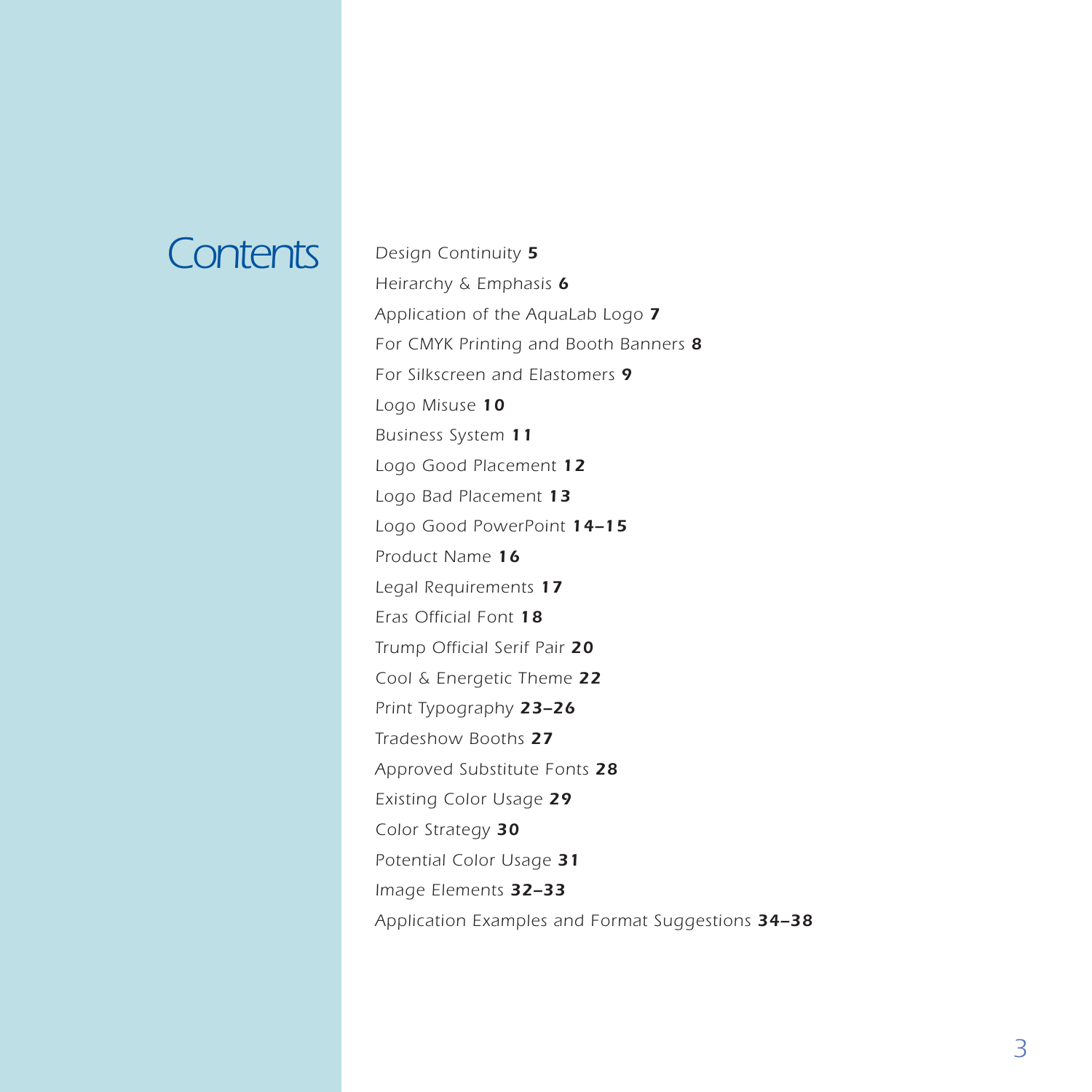# Contents

*Design Continuity* ***5***
*Heirarchy & Emphasis* ***6***
*Application of the AquaLab Logo* ***7***
*For CMYK Printing and Booth Banners* ***8***
*For Silkscreen and Elastomers* ***9***
*Logo Misuse* ***10***
*Business System* ***11***
*Logo Good Placement* ***12***
*Logo Bad Placement* ***13***
*Logo Good PowerPoint* ***14–15***
*Product Name* ***16***
*Legal Requirements* ***17***
*Eras Official Font* ***18***
*Trump Official Serif Pair* ***20***
*Cool & Energetic Theme* ***22***
*Print Typography* ***23–26***
*Tradeshow Booths* ***27***
*Approved Substitute Fonts* ***28***
*Existing Color Usage* ***29***
*Color Strategy* ***30***
*Potential Color Usage* ***31***
*Image Elements* ***32–33***
*Application Examples and Format Suggestions* ***34–38***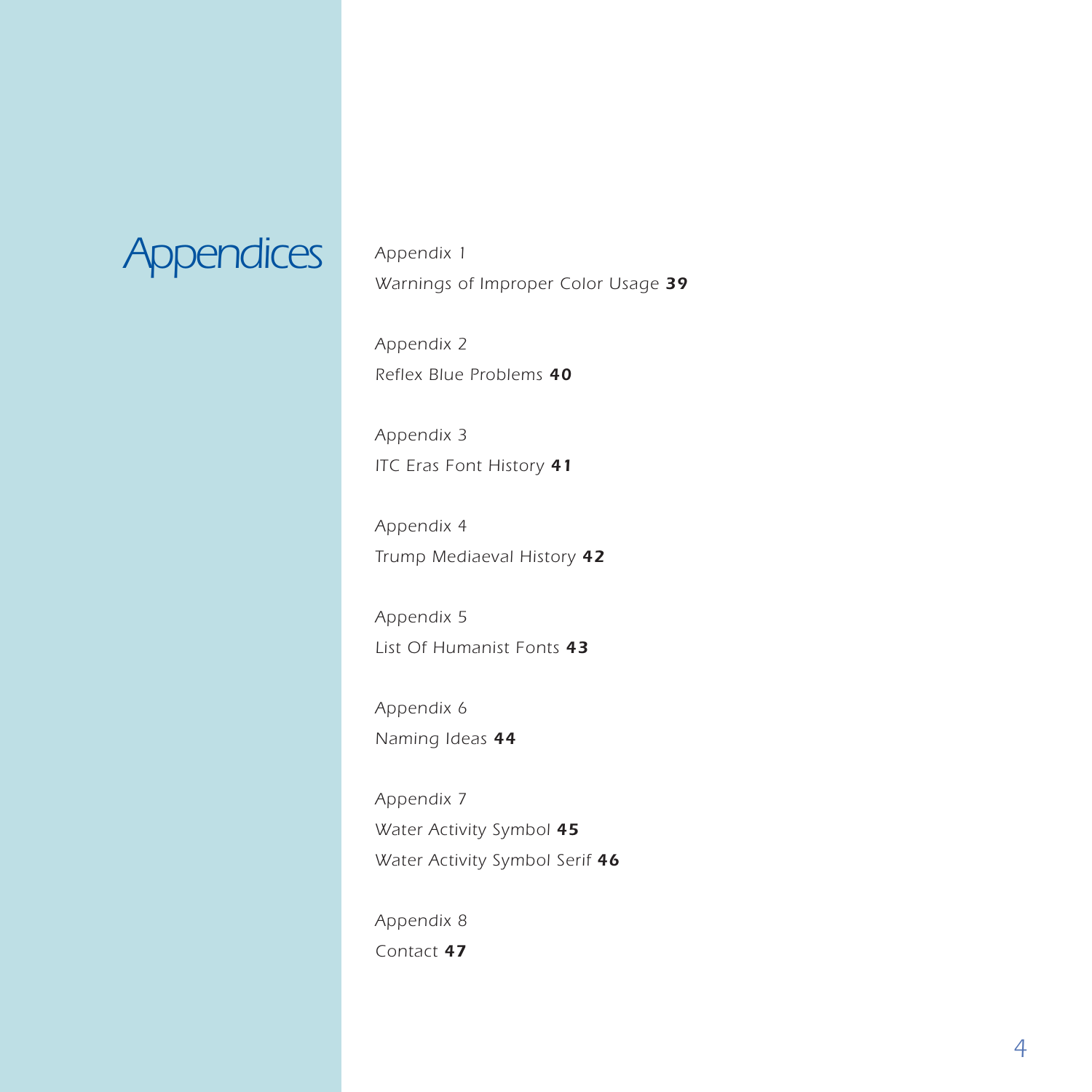# Appendices

*Appendix 1*
*Warnings of Improper Color Usage* ***39***

*Appendix 2*
*Reflex Blue Problems* ***40***

*Appendix 3*
*ITC Eras Font History* ***41***

*Appendix 4*
*Trump Mediaeval History* ***42***

*Appendix 5*
*List Of Humanist Fonts* ***43***

*Appendix 6*
*Naming Ideas* ***44***

*Appendix 7*
*Water Activity Symbol* ***45***
*Water Activity Symbol Serif* ***46***

*Appendix 8*
*Contact* ***47***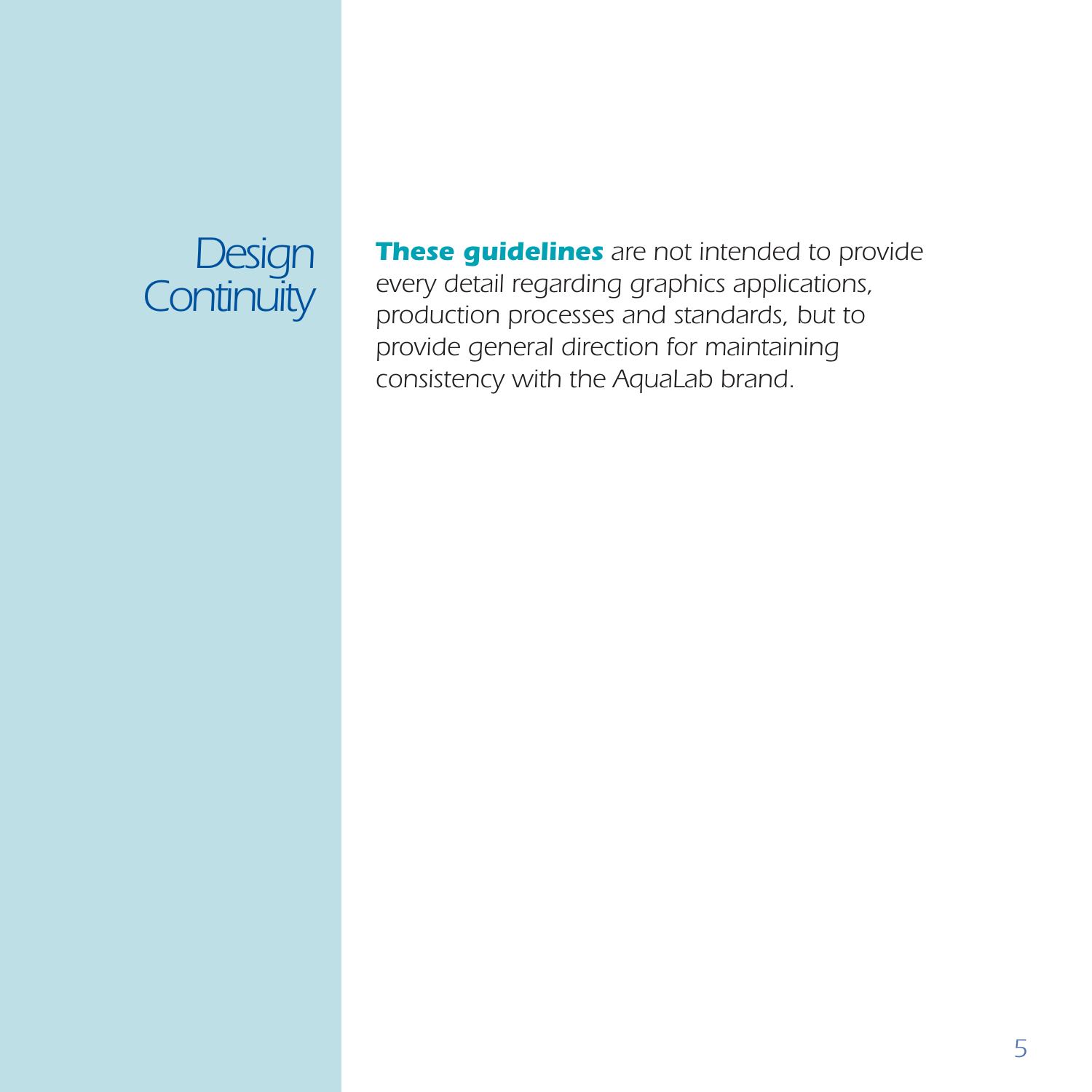# Design Continuity

***These guidelines*** *are not intended to provide every detail regarding graphics applications, production processes and standards, but to provide general direction for maintaining consistency with the AquaLab brand.*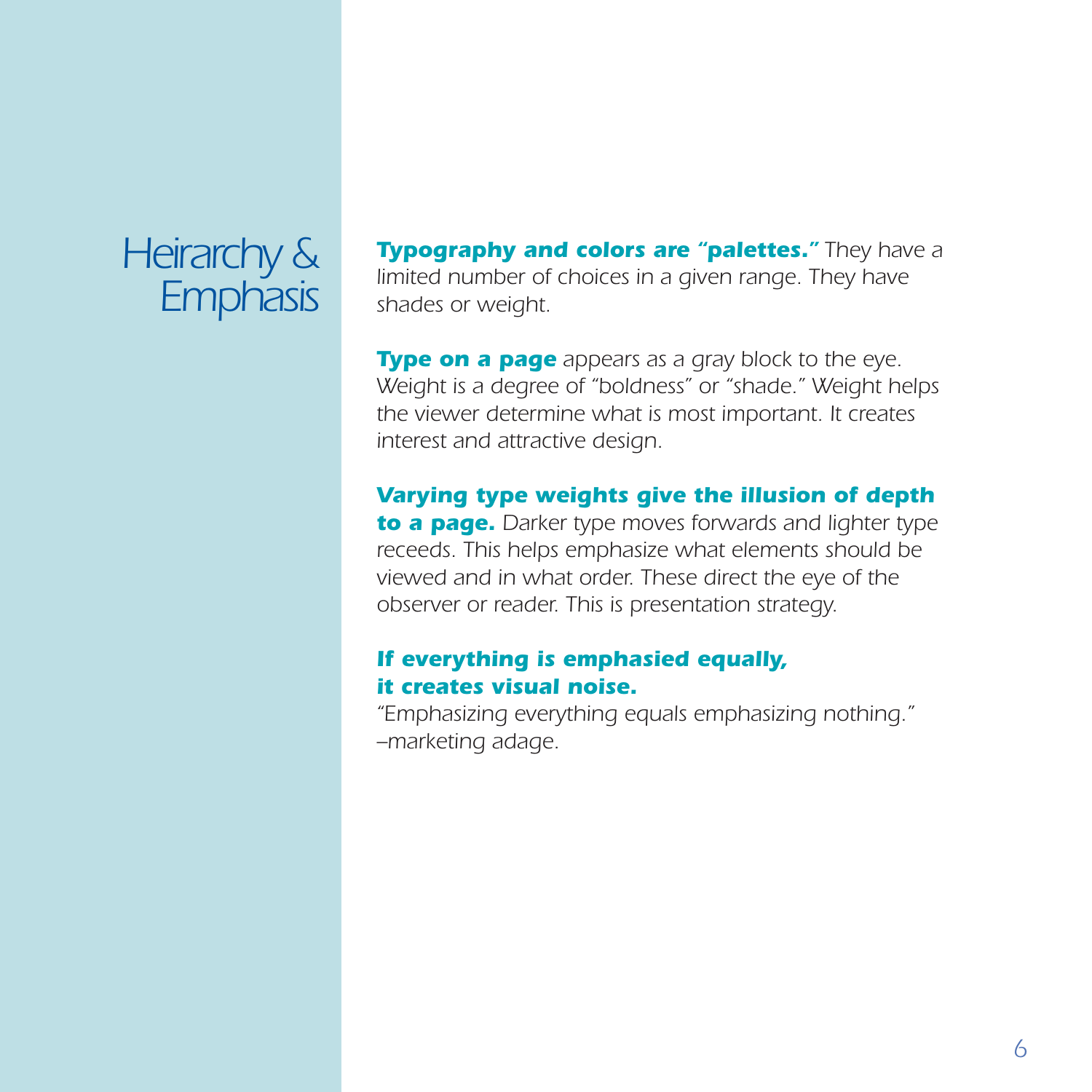# Heirarchy & Emphasis

***Typography and colors are "palettes."*** *They have a limited number of choices in a given range. They have shades or weight.*

***Type on a page*** *appears as a gray block to the eye. Weight is a degree of "boldness" or "shade." Weight helps the viewer determine what is most important. It creates interest and attractive design.*

***Varying type weights give the illusion of depth to a page.*** *Darker type moves forwards and lighter type receeds. This helps emphasize what elements should be viewed and in what order. These direct the eye of the observer or reader. This is presentation strategy.*

***If everything is emphasied equally, it creates visual noise.***

*"Emphasizing everything equals emphasizing nothing." –marketing adage.*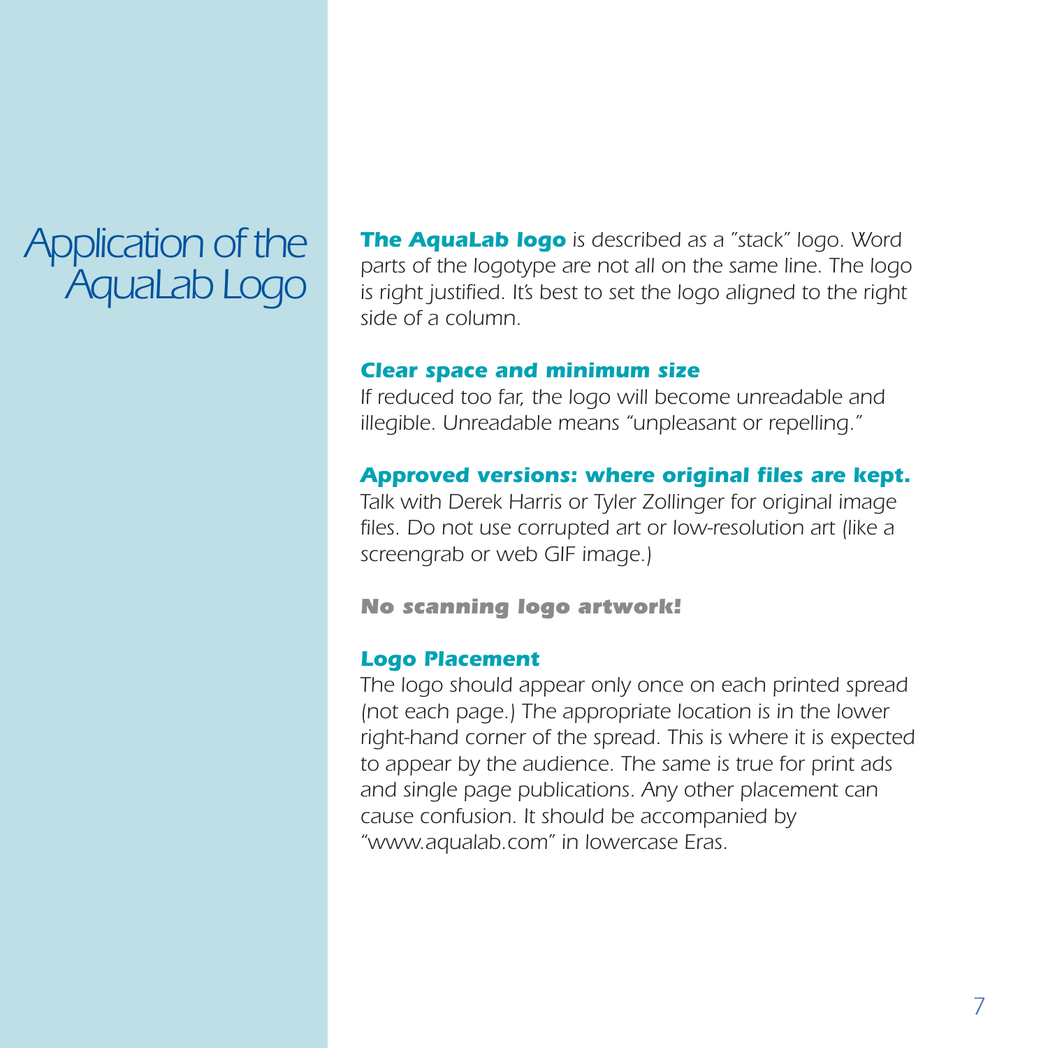# Application of the AquaLab Logo

***The AquaLab logo*** *is described as a "stack" logo. Word parts of the logotype are not all on the same line. The logo is right justified. It's best to set the logo aligned to the right side of a column.*

***Clear space and minimum size***

*If reduced too far, the logo will become unreadable and illegible. Unreadable means "unpleasant or repelling."*

***Approved versions: where original files are kept.***

*Talk with Derek Harris or Tyler Zollinger for original image files. Do not use corrupted art or low-resolution art (like a screengrab or web GIF image.)*

***No scanning logo artwork!***

***Logo Placement***

*The logo should appear only once on each printed spread (not each page.) The appropriate location is in the lower right-hand corner of the spread. This is where it is expected to appear by the audience. The same is true for print ads and single page publications. Any other placement can cause confusion. It should be accompanied by "www.aqualab.com" in lowercase Eras.*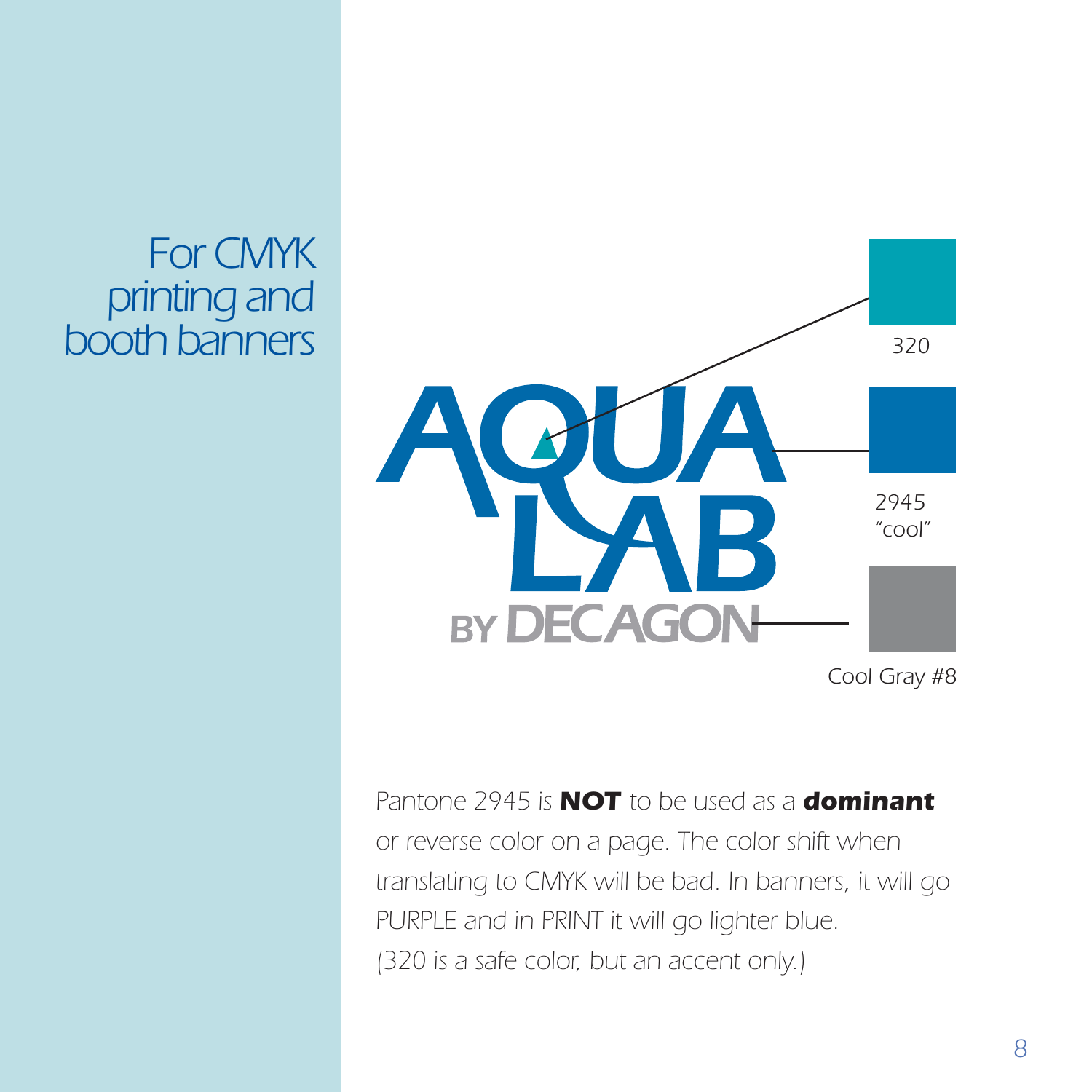# For CMYK printing and booth banners

AQUA LAB BY DECAGON

320

2945 "cool"

Cool Gray #8

*Pantone 2945 is* ***NOT*** *to be used as a* ***dominant*** *or reverse color on a page. The color shift when translating to CMYK will be bad. In banners, it will go PURPLE and in PRINT it will go lighter blue. (320 is a safe color, but an accent only.)*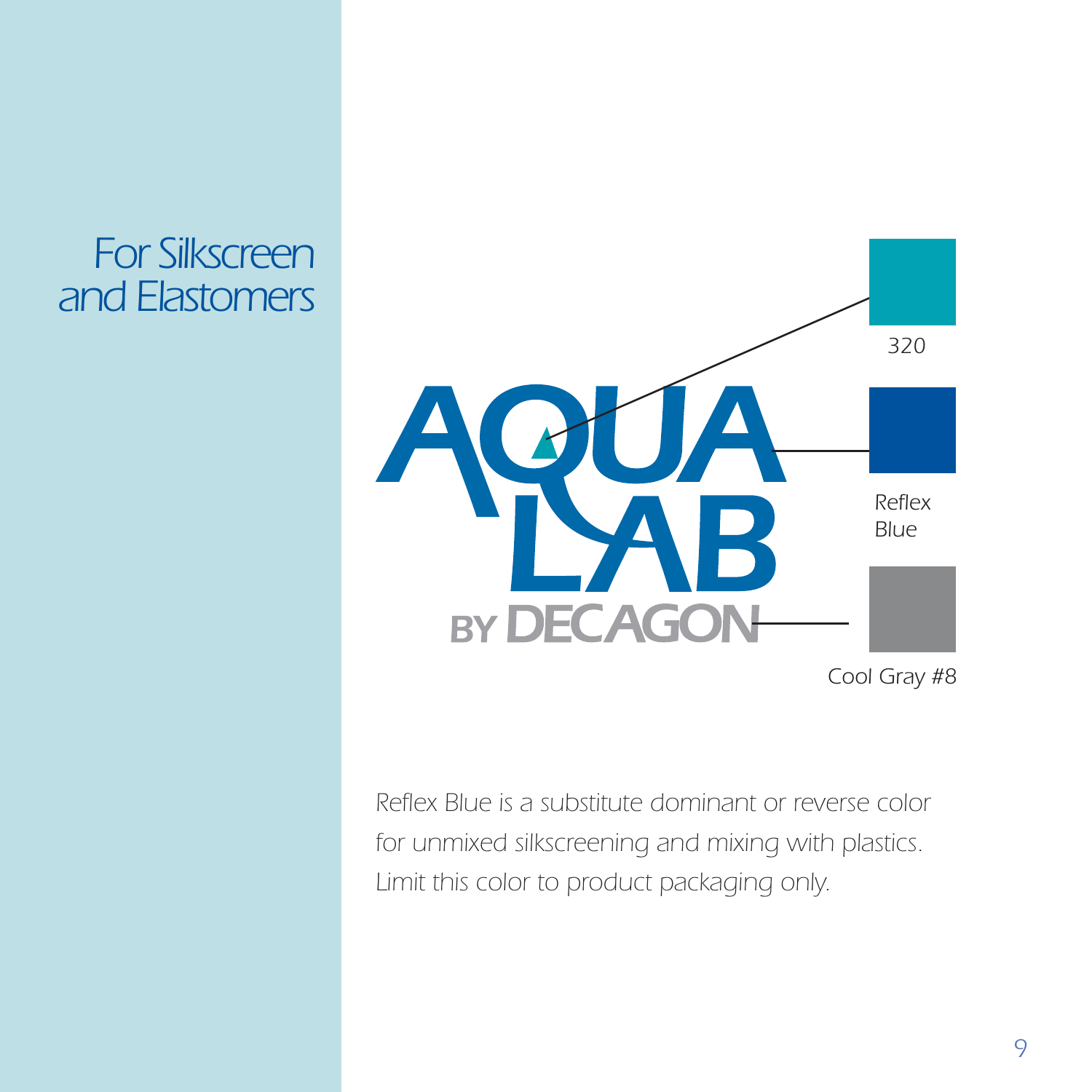# For Silkscreen and Elastomers

AQUA LAB BY DECAGON

320

Reflex Blue

Cool Gray #8

*Reflex Blue is a substitute dominant or reverse color for unmixed silkscreening and mixing with plastics. Limit this color to product packaging only.*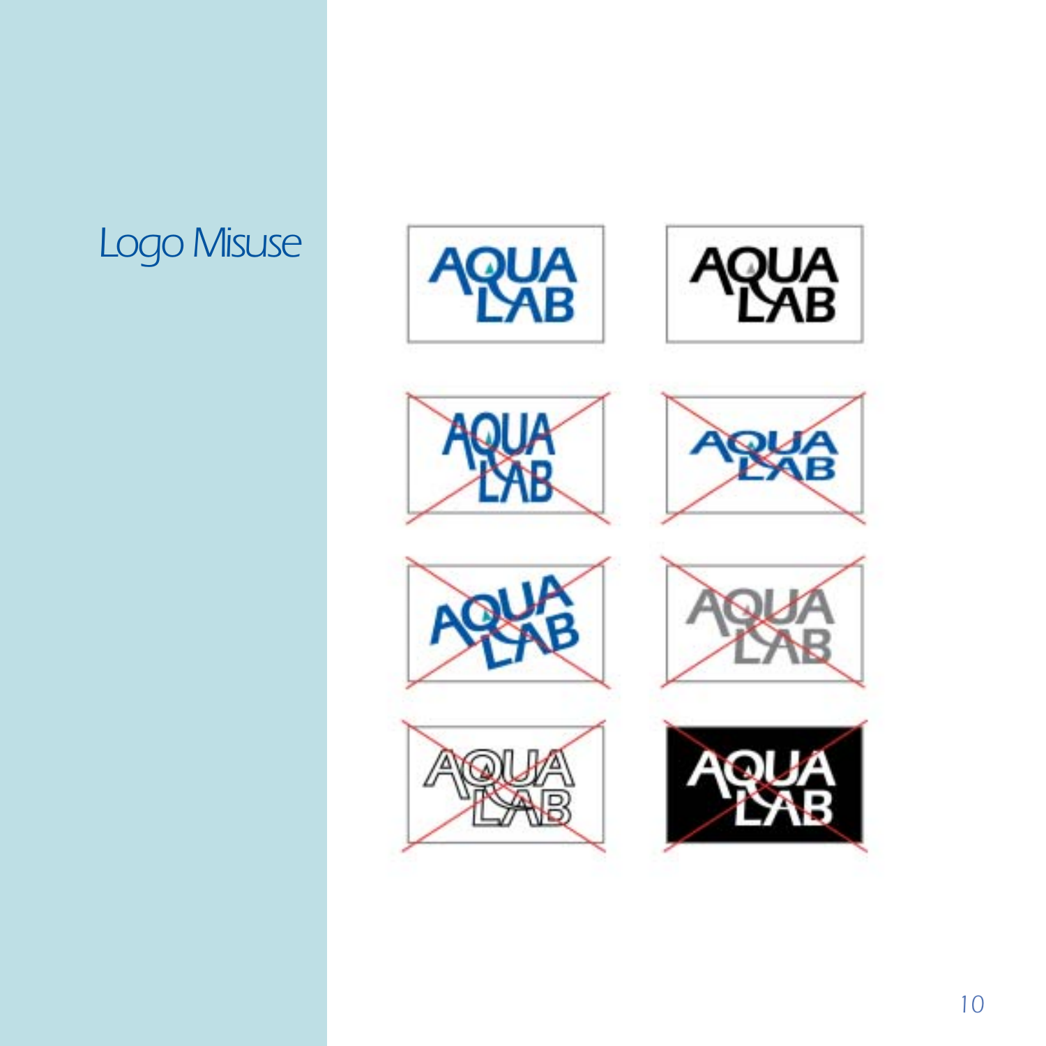# Logo Misuse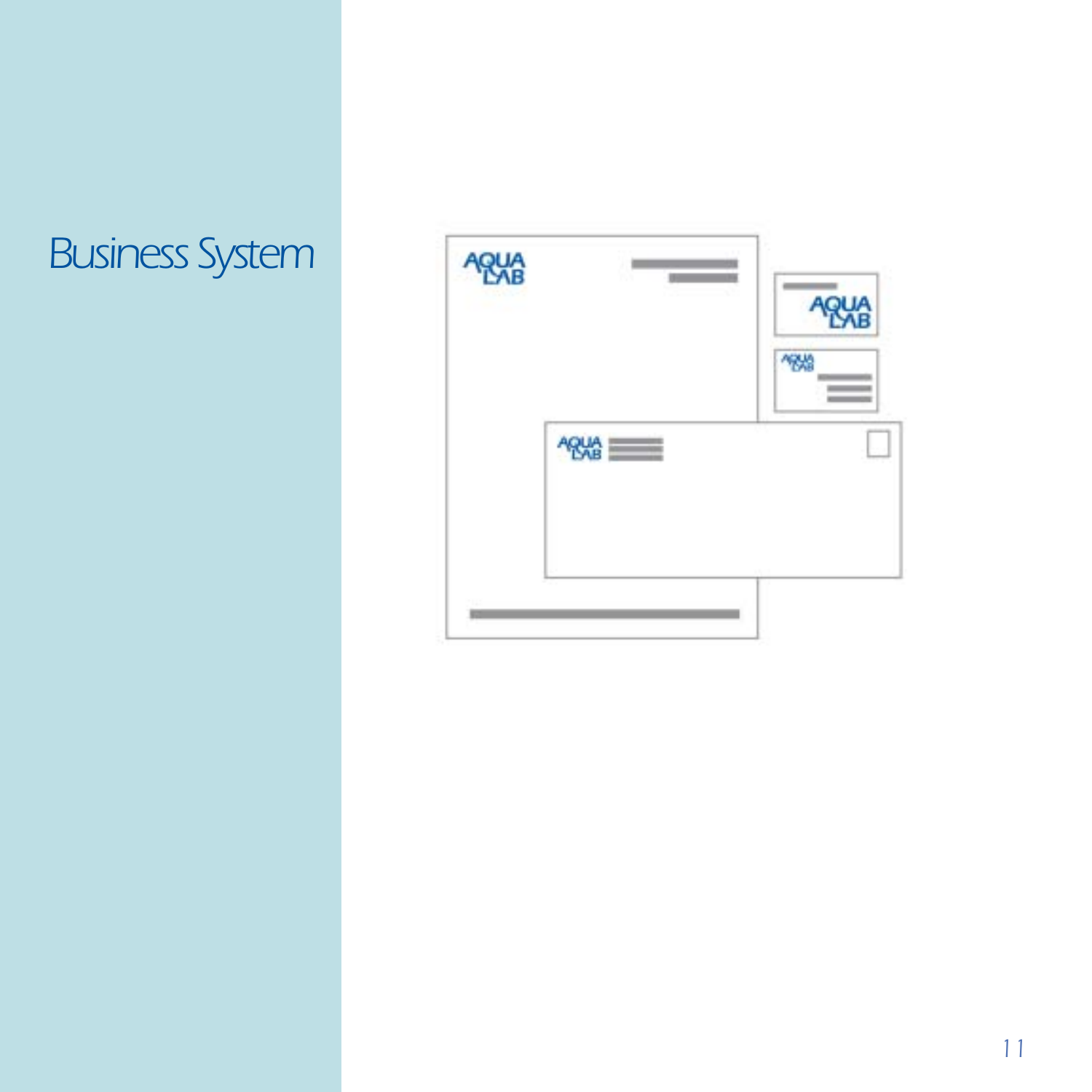# Business System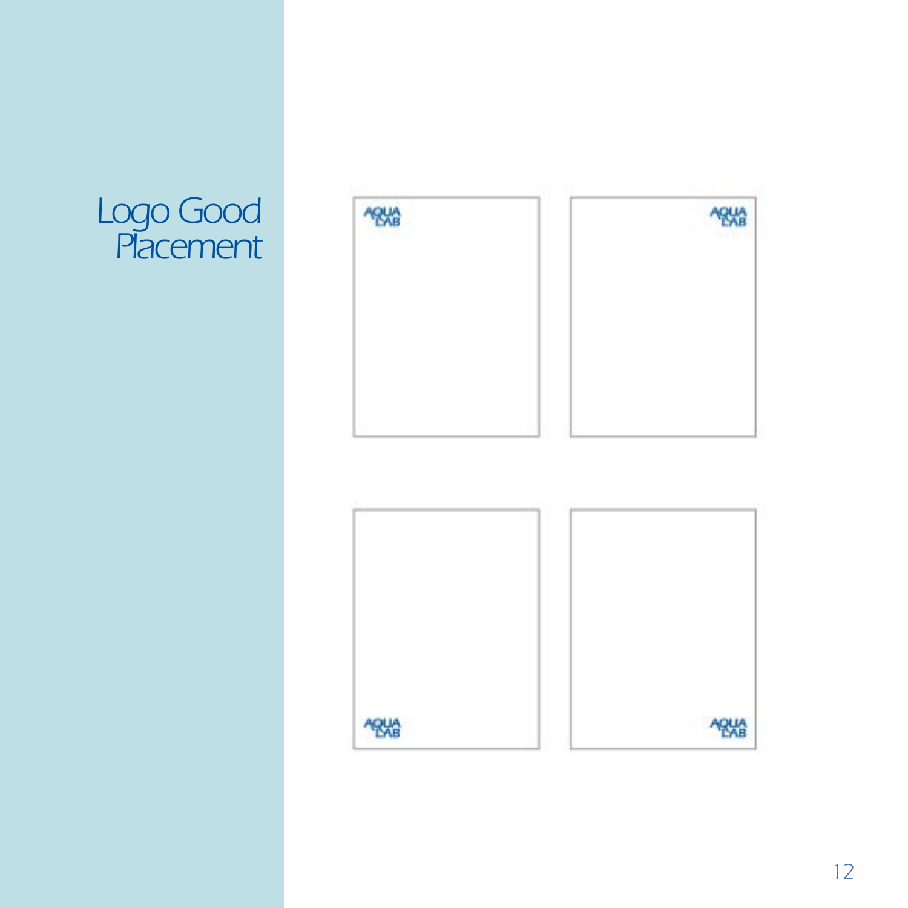# Logo Good Placement

AQUA LAB

AQUA LAB

AQUA LAB

AQUA LAB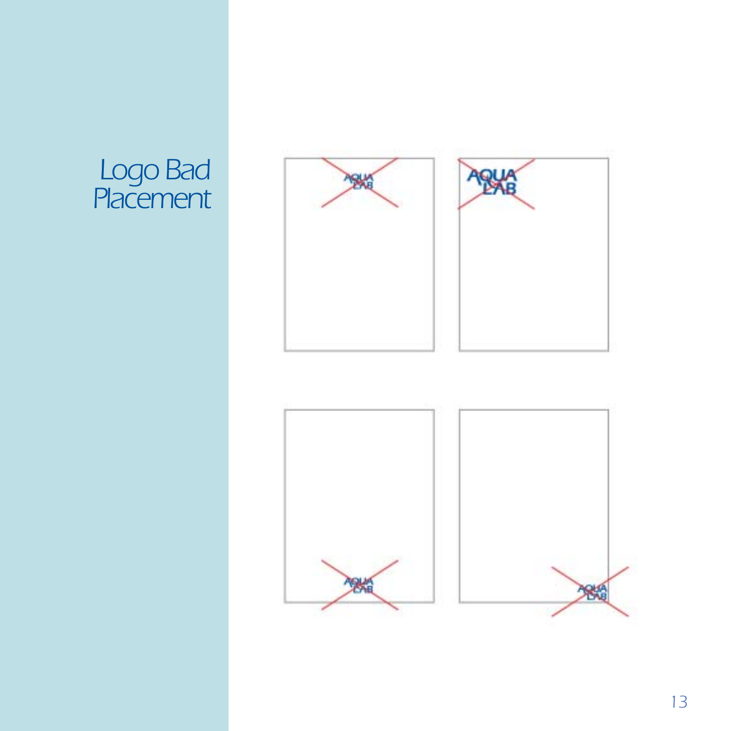# Logo Bad Placement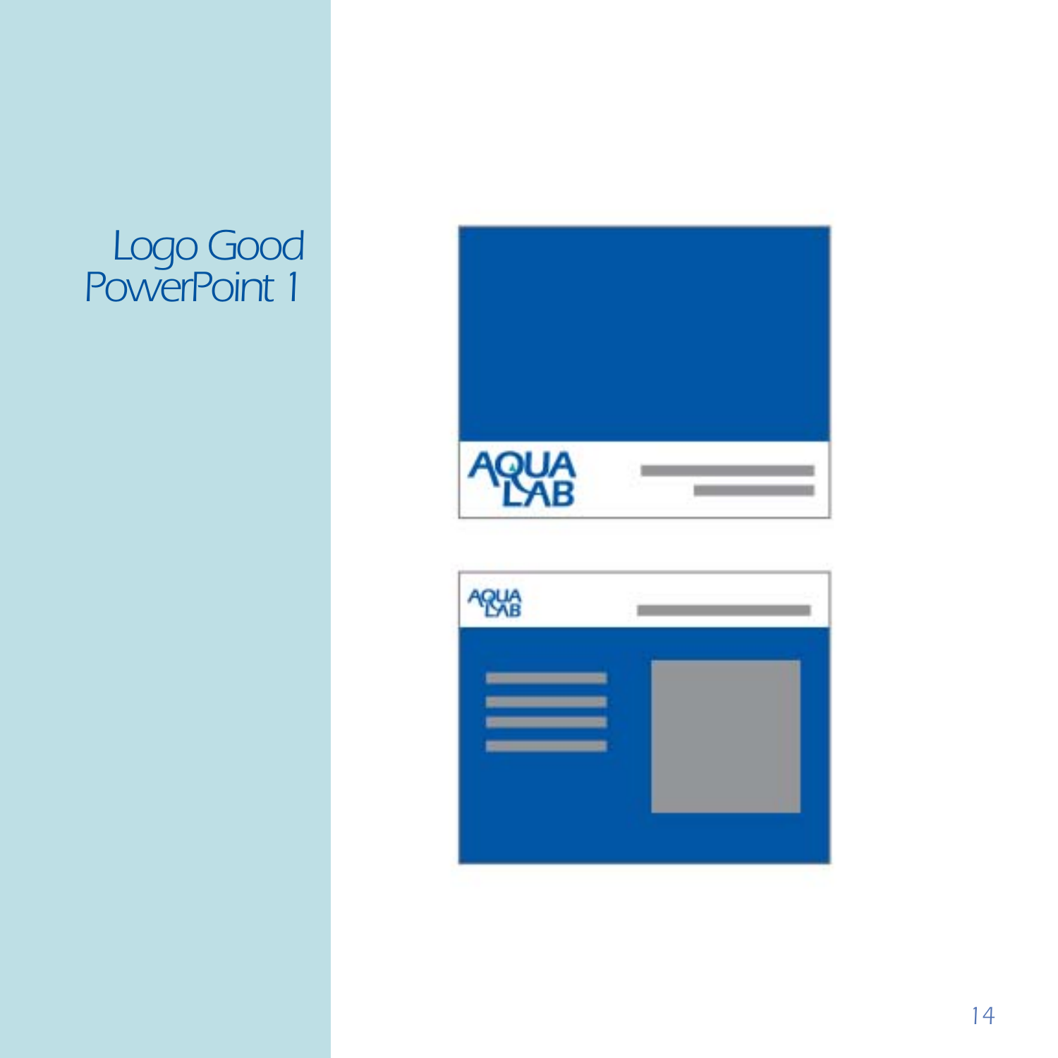# Logo Good PowerPoint 1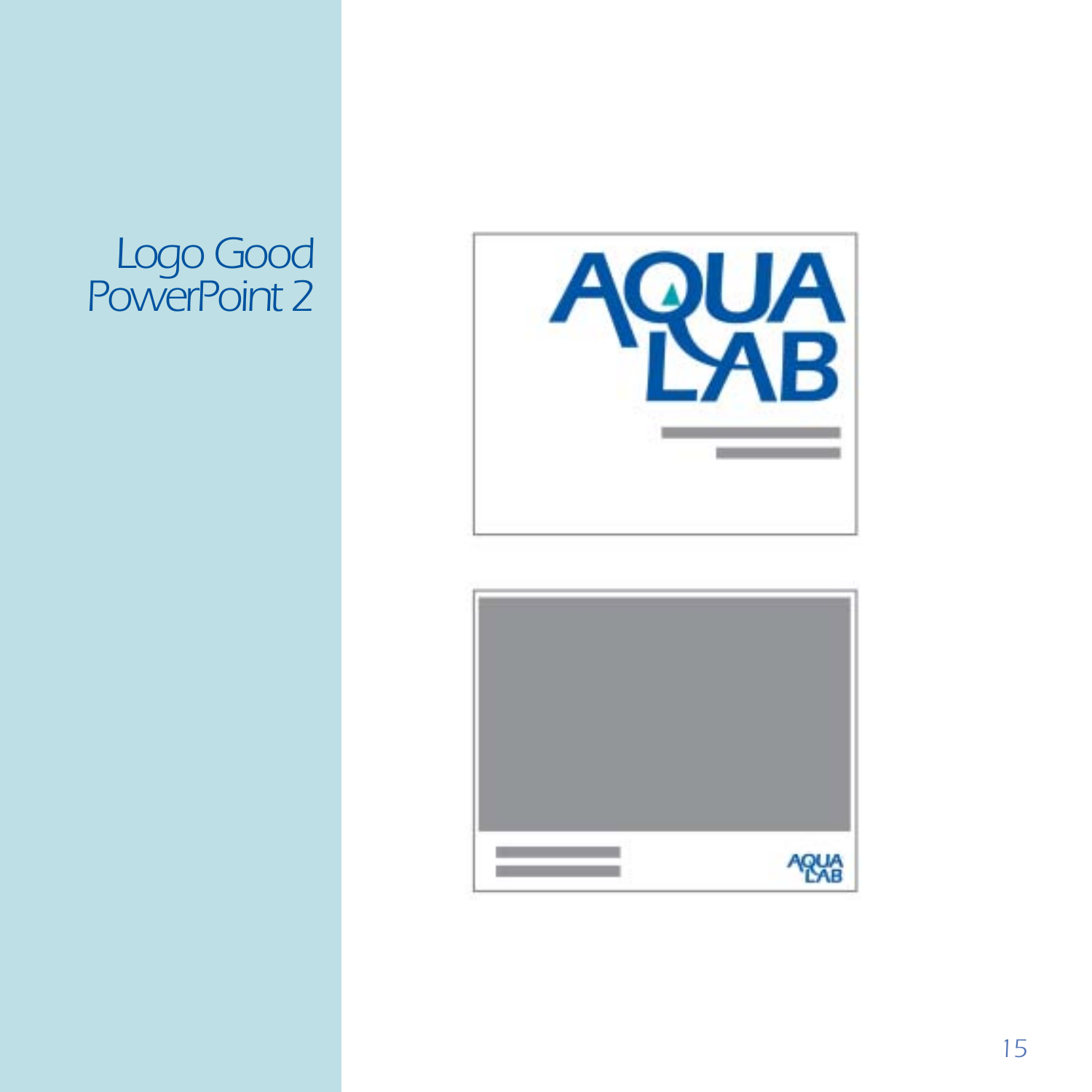# Logo Good PowerPoint 2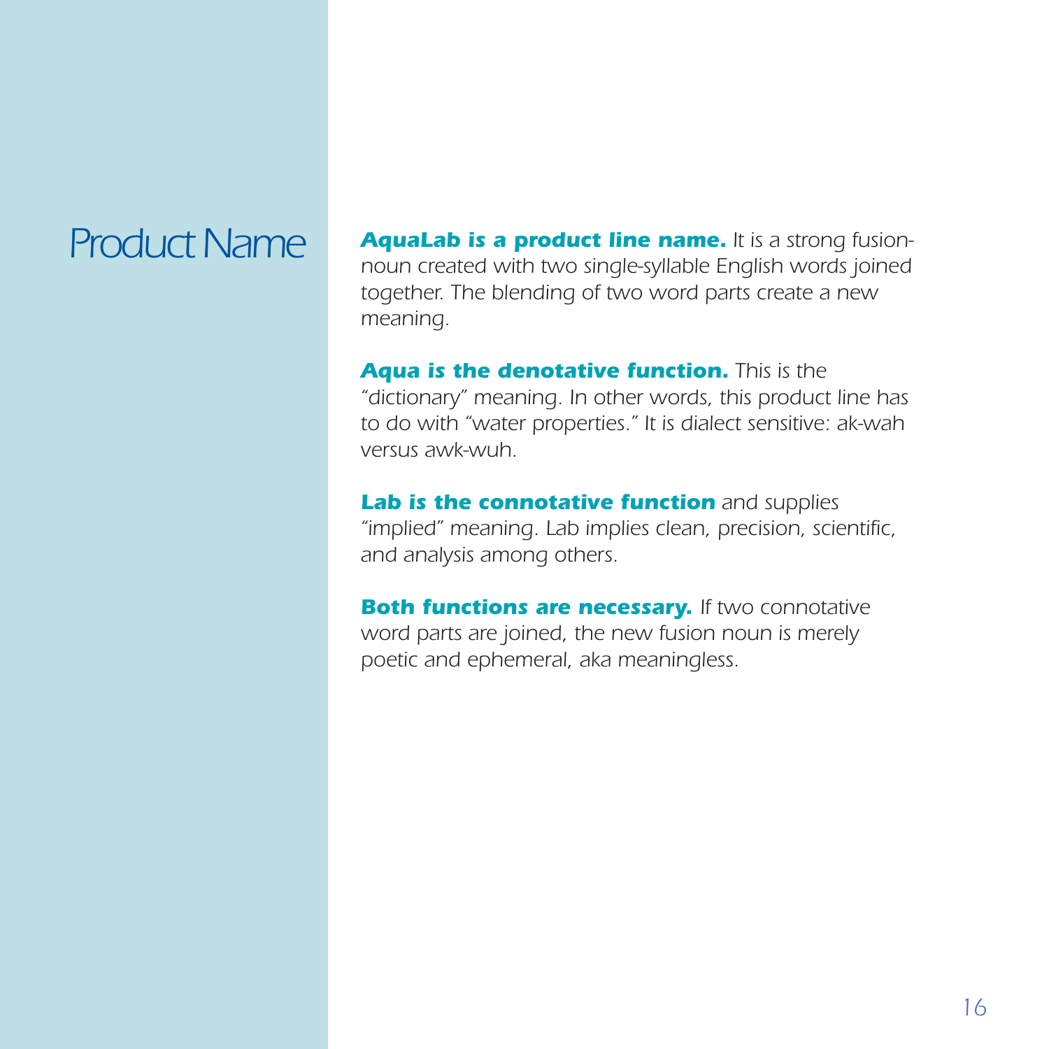# Product Name

***AquaLab is a product line name.*** *It is a strong fusion-noun created with two single-syllable English words joined together. The blending of two word parts create a new meaning.*

***Aqua is the denotative function.*** *This is the "dictionary" meaning. In other words, this product line has to do with "water properties." It is dialect sensitive: ak-wah versus awk-wuh.*

***Lab is the connotative function*** *and supplies "implied" meaning. Lab implies clean, precision, scientific, and analysis among others.*

***Both functions are necessary.*** *If two connotative word parts are joined, the new fusion noun is merely poetic and ephemeral, aka meaningless.*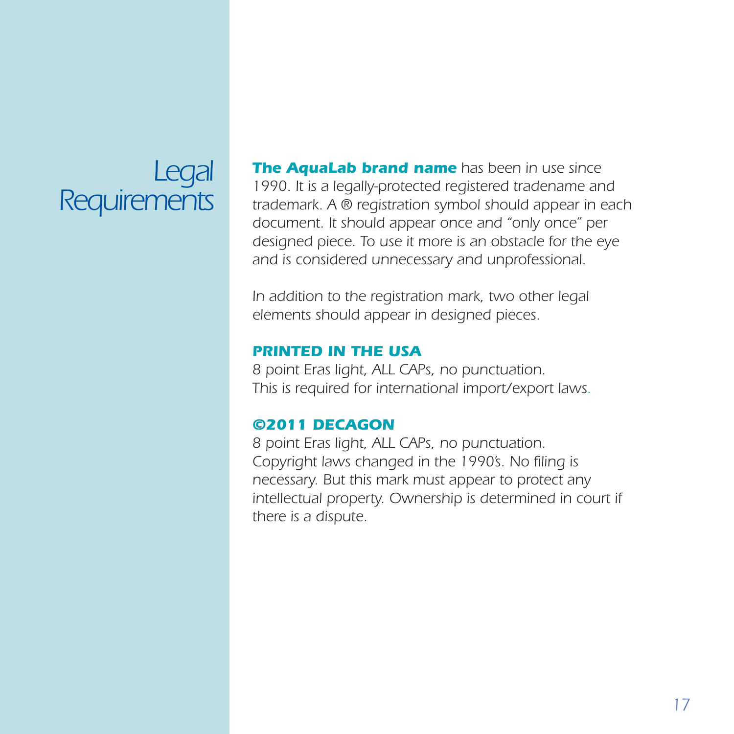# Legal Requirements

***The AquaLab brand name*** *has been in use since 1990. It is a legally-protected registered tradename and trademark. A ® registration symbol should appear in each document. It should appear once and "only once" per designed piece. To use it more is an obstacle for the eye and is considered unnecessary and unprofessional.*

*In addition to the registration mark, two other legal elements should appear in designed pieces.*

***PRINTED IN THE USA***

*8 point Eras light, ALL CAPs, no punctuation.*
*This is required for international import/export laws.*

***©2011 DECAGON***

*8 point Eras light, ALL CAPs, no punctuation.*
*Copyright laws changed in the 1990's. No filing is necessary. But this mark must appear to protect any intellectual property. Ownership is determined in court if there is a dispute.*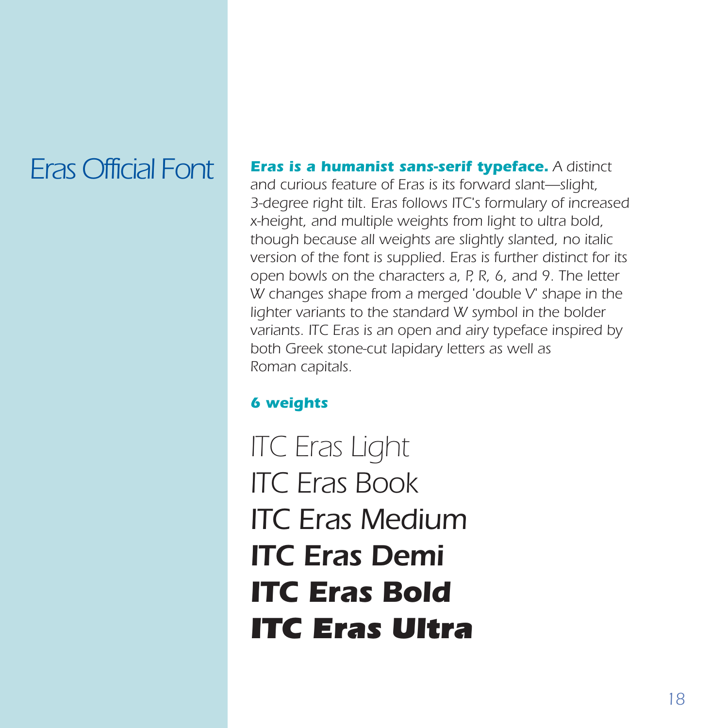# Eras Official Font

**Eras is a humanist sans-serif typeface.** A distinct and curious feature of Eras is its forward slant—slight, 3-degree right tilt. Eras follows ITC's formulary of increased x-height, and multiple weights from light to ultra bold, though because all weights are slightly slanted, no italic version of the font is supplied. Eras is further distinct for its open bowls on the characters a, P, R, 6, and 9. The letter W changes shape from a merged 'double V' shape in the lighter variants to the standard W symbol in the bolder variants. ITC Eras is an open and airy typeface inspired by both Greek stone-cut lapidary letters as well as Roman capitals.

**6 weights**

ITC Eras Light

ITC Eras Book

ITC Eras Medium

**ITC Eras Demi**

**ITC Eras Bold**

**ITC Eras Ultra**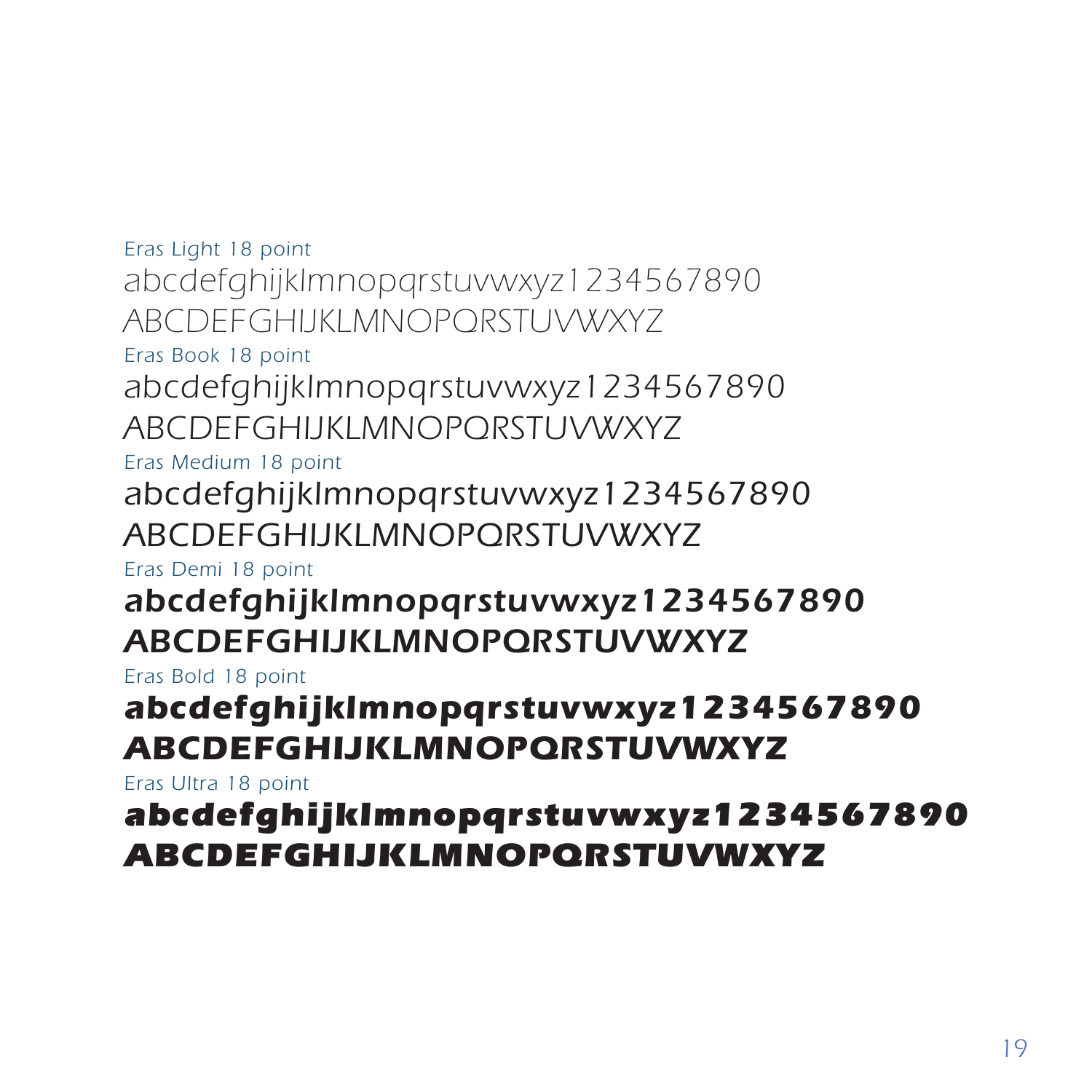Eras Light 18 point

abcdefghijklmnopqrstuvwxyz1234567890

ABCDEFGHIJKLMNOPQRSTUVWXYZ

Eras Book 18 point

abcdefghijklmnopqrstuvwxyz1234567890

ABCDEFGHIJKLMNOPQRSTUVWXYZ

Eras Medium 18 point

abcdefghijklmnopqrstuvwxyz1234567890

ABCDEFGHIJKLMNOPQRSTUVWXYZ

Eras Demi 18 point

**abcdefghijklmnopqrstuvwxyz1234567890**

**ABCDEFGHIJKLMNOPQRSTUVWXYZ**

Eras Bold 18 point

**abcdefghijklmnopqrstuvwxyz1234567890**

**ABCDEFGHIJKLMNOPQRSTUVWXYZ**

Eras Ultra 18 point

**abcdefghijklmnopqrstuvwxyz1234567890**

**ABCDEFGHIJKLMNOPQRSTUVWXYZ**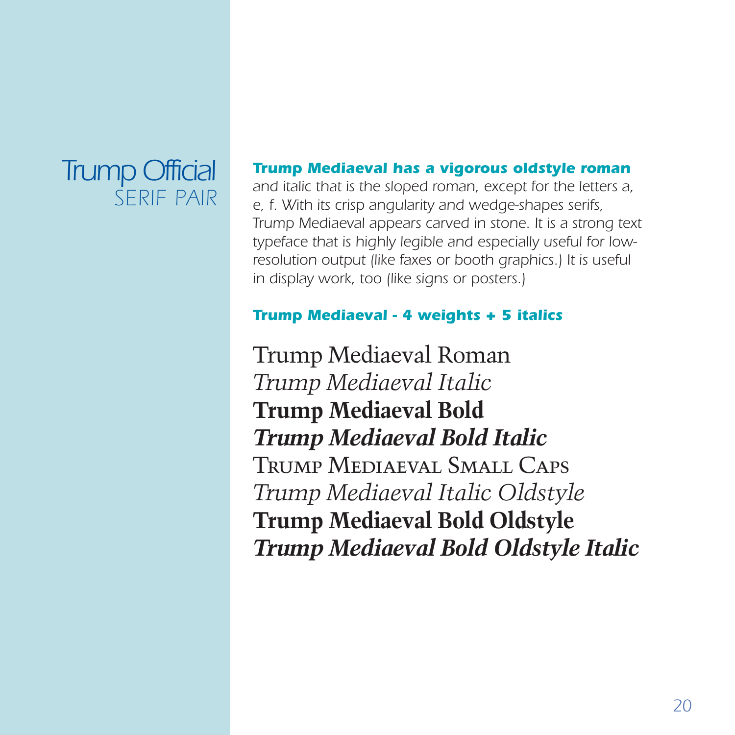# Trump Official
## SERIF PAIR

***Trump Mediaeval has a vigorous oldstyle roman*** *and italic that is the sloped roman, except for the letters a, e, f. With its crisp angularity and wedge-shapes serifs, Trump Mediaeval appears carved in stone. It is a strong text typeface that is highly legible and especially useful for low-resolution output (like faxes or booth graphics.) It is useful in display work, too (like signs or posters.)*

***Trump Mediaeval - 4 weights + 5 italics***

Trump Mediaeval Roman
*Trump Mediaeval Italic*
**Trump Mediaeval Bold**
***Trump Mediaeval Bold Italic***
TRUMP MEDIAEVAL SMALL CAPS
*Trump Mediaeval Italic Oldstyle*
**Trump Mediaeval Bold Oldstyle**
***Trump Mediaeval Bold Oldstyle Italic***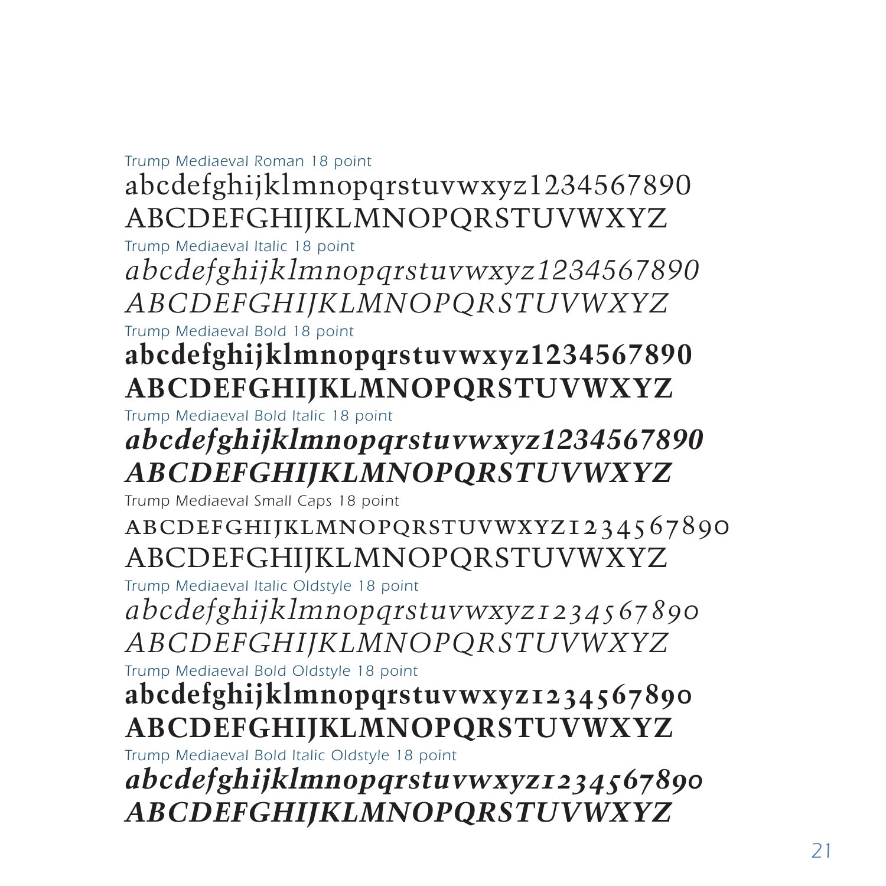*Trump Mediaeval Roman 18 point*

abcdefghijklmnopqrstuvwxyz1234567890
ABCDEFGHIJKLMNOPQRSTUVWXYZ

*Trump Mediaeval Italic 18 point*

*abcdefghijklmnopqrstuvwxyz1234567890*
*ABCDEFGHIJKLMNOPQRSTUVWXYZ*

*Trump Mediaeval Bold 18 point*

**abcdefghijklmnopqrstuvwxyz1234567890**
**ABCDEFGHIJKLMNOPQRSTUVWXYZ**

*Trump Mediaeval Bold Italic 18 point*

***abcdefghijklmnopqrstuvwxyz1234567890***
***ABCDEFGHIJKLMNOPQRSTUVWXYZ***

*Trump Mediaeval Small Caps 18 point*

ABCDEFGHIJKLMNOPQRSTUVWXYZ1234567890
ABCDEFGHIJKLMNOPQRSTUVWXYZ

*Trump Mediaeval Italic Oldstyle 18 point*

*abcdefghijklmnopqrstuvwxyz1234567890*
*ABCDEFGHIJKLMNOPQRSTUVWXYZ*

*Trump Mediaeval Bold Oldstyle 18 point*

**abcdefghijklmnopqrstuvwxyz1234567890**
**ABCDEFGHIJKLMNOPQRSTUVWXYZ**

*Trump Mediaeval Bold Italic Oldstyle 18 point*

***abcdefghijklmnopqrstuvwxyz1234567890***
***ABCDEFGHIJKLMNOPQRSTUVWXYZ***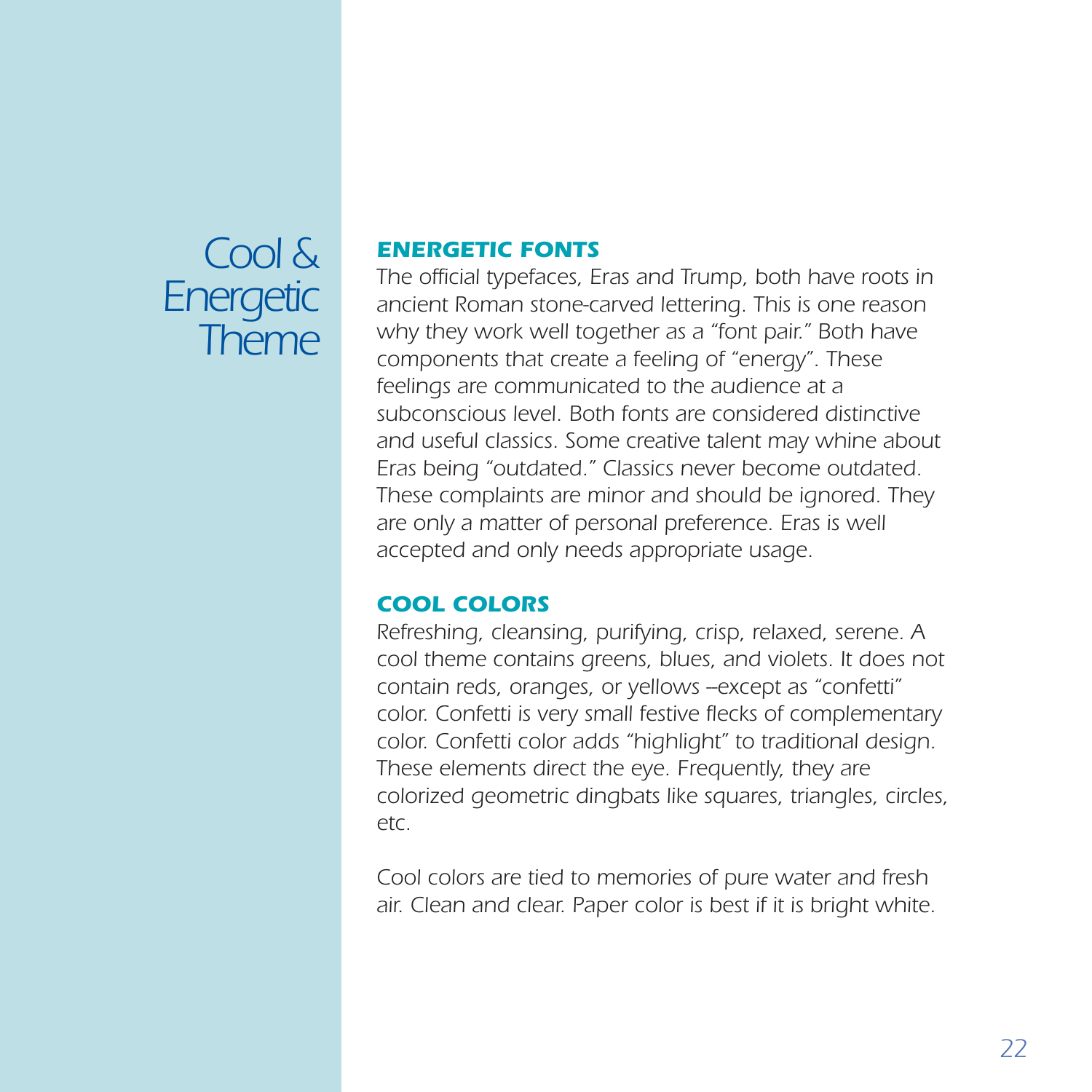# Cool & Energetic Theme

## ENERGETIC FONTS

The official typefaces, Eras and Trump, both have roots in ancient Roman stone-carved lettering. This is one reason why they work well together as a "font pair." Both have components that create a feeling of "energy". These feelings are communicated to the audience at a subconscious level. Both fonts are considered distinctive and useful classics. Some creative talent may whine about Eras being "outdated." Classics never become outdated. These complaints are minor and should be ignored. They are only a matter of personal preference. Eras is well accepted and only needs appropriate usage.

## COOL COLORS

Refreshing, cleansing, purifying, crisp, relaxed, serene. A cool theme contains greens, blues, and violets. It does not contain reds, oranges, or yellows –except as "confetti" color. Confetti is very small festive flecks of complementary color. Confetti color adds "highlight" to traditional design. These elements direct the eye. Frequently, they are colorized geometric dingbats like squares, triangles, circles, etc.

Cool colors are tied to memories of pure water and fresh air. Clean and clear. Paper color is best if it is bright white.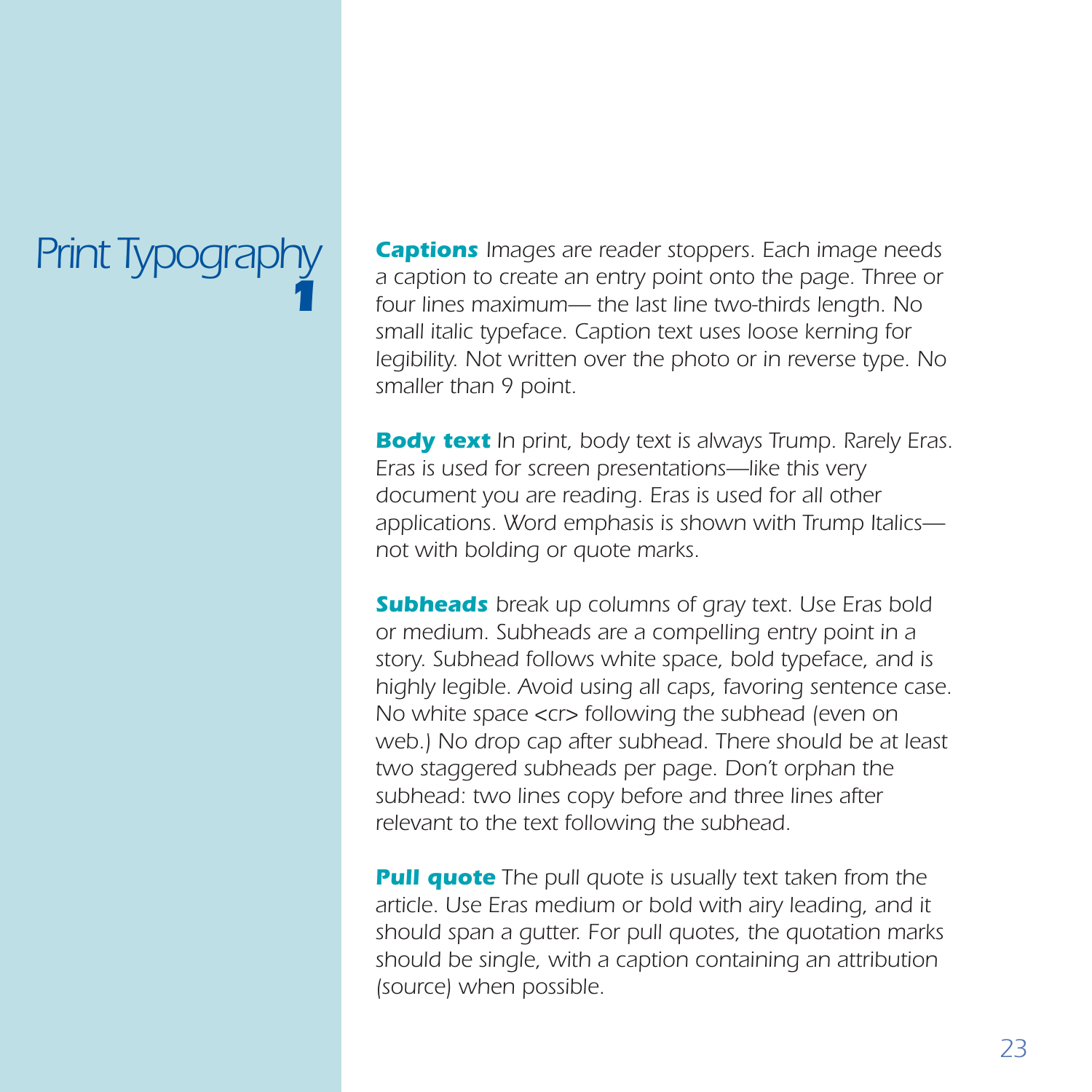# Print Typography 1

***Captions*** *Images are reader stoppers. Each image needs a caption to create an entry point onto the page. Three or four lines maximum— the last line two-thirds length. No small italic typeface. Caption text uses loose kerning for legibility. Not written over the photo or in reverse type. No smaller than 9 point.*

***Body text*** *In print, body text is always Trump. Rarely Eras. Eras is used for screen presentations—like this very document you are reading. Eras is used for all other applications. Word emphasis is shown with Trump Italics— not with bolding or quote marks.*

***Subheads*** *break up columns of gray text. Use Eras bold or medium. Subheads are a compelling entry point in a story. Subhead follows white space, bold typeface, and is highly legible. Avoid using all caps, favoring sentence case. No white space <cr> following the subhead (even on web.) No drop cap after subhead. There should be at least two staggered subheads per page. Don't orphan the subhead: two lines copy before and three lines after relevant to the text following the subhead.*

***Pull quote*** *The pull quote is usually text taken from the article. Use Eras medium or bold with airy leading, and it should span a gutter. For pull quotes, the quotation marks should be single, with a caption containing an attribution (source) when possible.*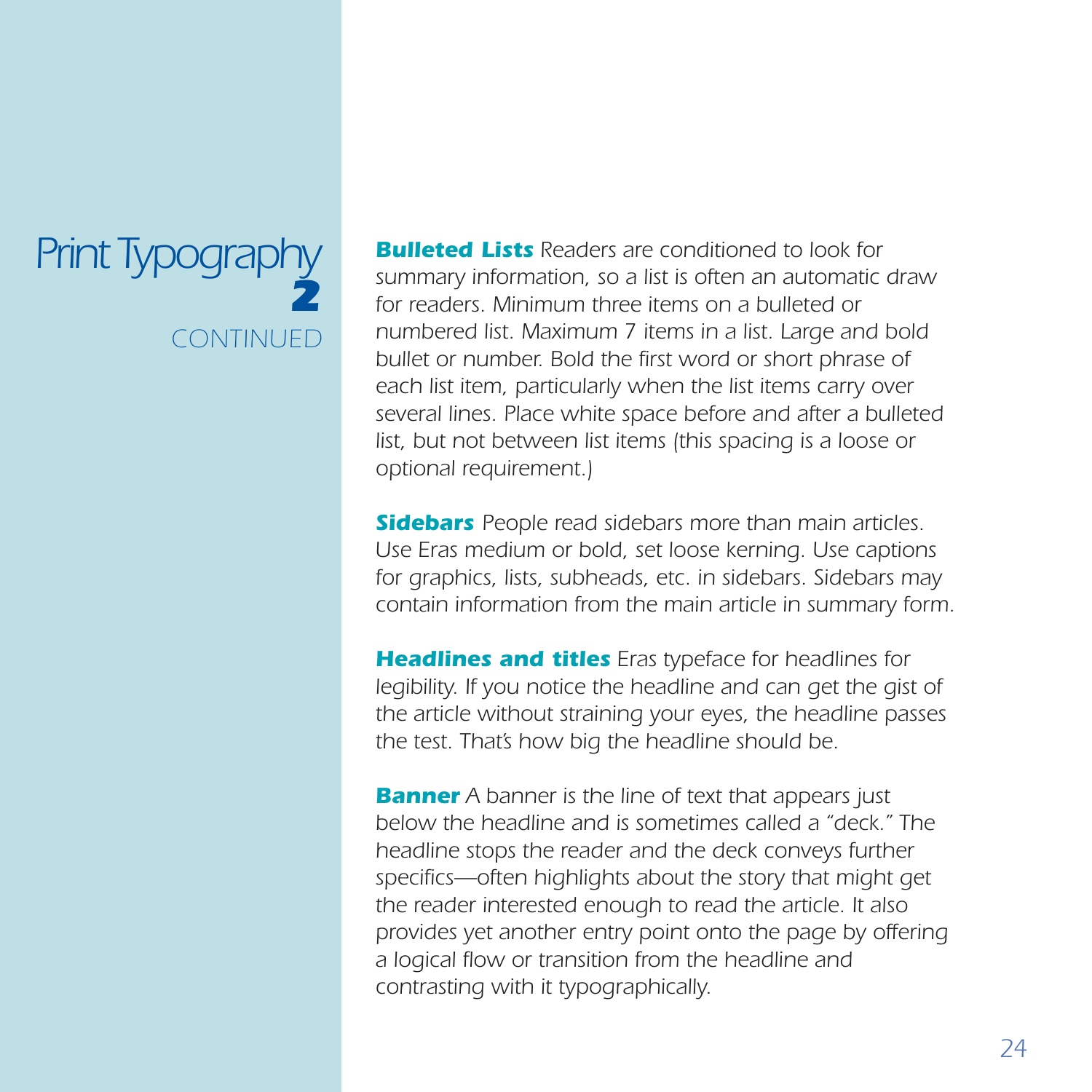# Print Typography 2

CONTINUED

***Bulleted Lists*** *Readers are conditioned to look for summary information, so a list is often an automatic draw for readers. Minimum three items on a bulleted or numbered list. Maximum 7 items in a list. Large and bold bullet or number. Bold the first word or short phrase of each list item, particularly when the list items carry over several lines. Place white space before and after a bulleted list, but not between list items (this spacing is a loose or optional requirement.)*

***Sidebars*** *People read sidebars more than main articles. Use Eras medium or bold, set loose kerning. Use captions for graphics, lists, subheads, etc. in sidebars. Sidebars may contain information from the main article in summary form.*

***Headlines and titles*** *Eras typeface for headlines for legibility. If you notice the headline and can get the gist of the article without straining your eyes, the headline passes the test. That's how big the headline should be.*

***Banner*** *A banner is the line of text that appears just below the headline and is sometimes called a "deck." The headline stops the reader and the deck conveys further specifics—often highlights about the story that might get the reader interested enough to read the article. It also provides yet another entry point onto the page by offering a logical flow or transition from the headline and contrasting with it typographically.*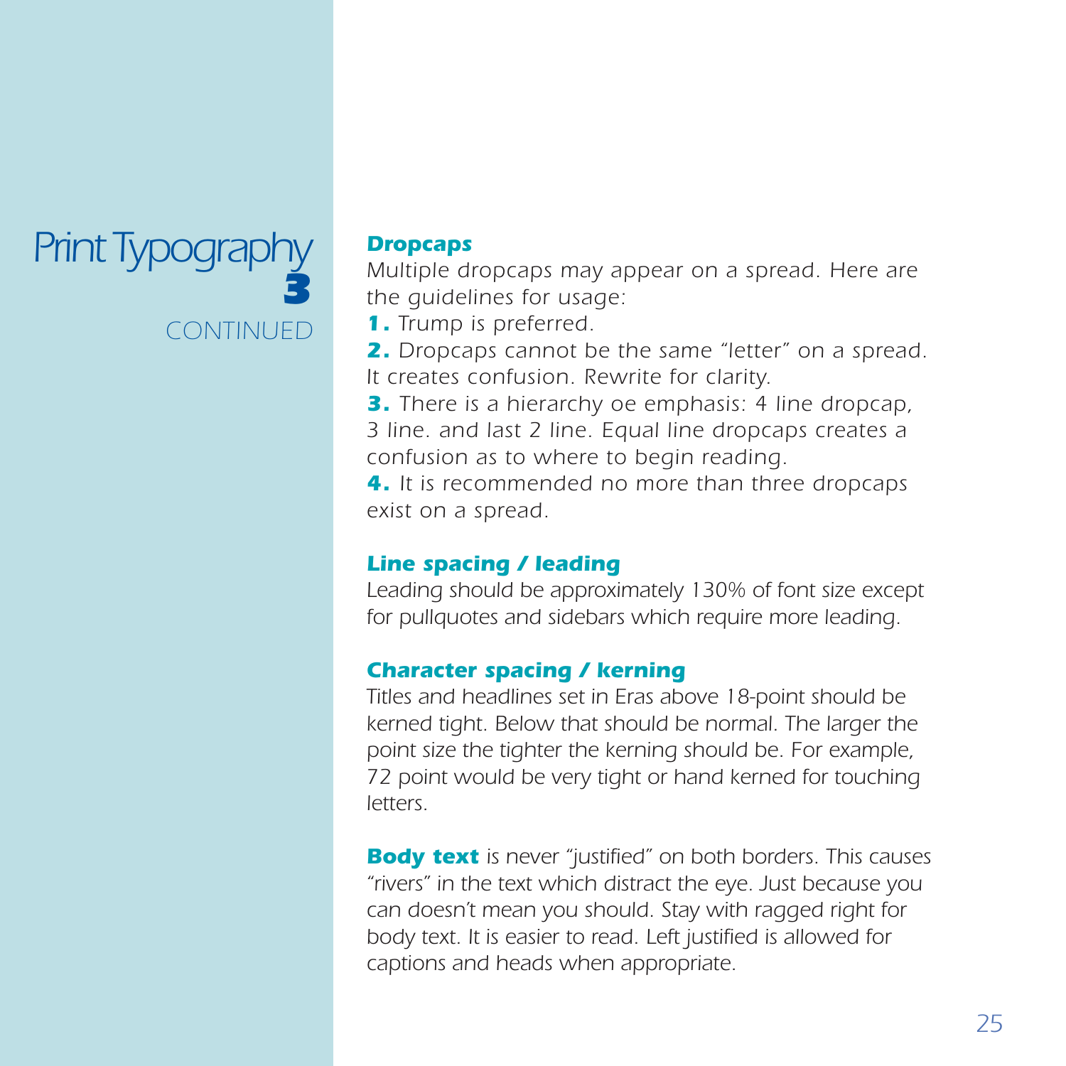# Print Typography 3

CONTINUED

### Dropcaps

*Multiple dropcaps may appear on a spread. Here are the guidelines for usage:*

**1.** *Trump is preferred.*

**2.** *Dropcaps cannot be the same "letter" on a spread. It creates confusion. Rewrite for clarity.*

**3.** *There is a hierarchy oe emphasis: 4 line dropcap, 3 line. and last 2 line. Equal line dropcaps creates a confusion as to where to begin reading.*

**4.** *It is recommended no more than three dropcaps exist on a spread.*

### Line spacing / leading

*Leading should be approximately 130% of font size except for pullquotes and sidebars which require more leading.*

### Character spacing / kerning

*Titles and headlines set in Eras above 18-point should be kerned tight. Below that should be normal. The larger the point size the tighter the kerning should be. For example, 72 point would be very tight or hand kerned for touching letters.*

**Body text** *is never "justified" on both borders. This causes "rivers" in the text which distract the eye. Just because you can doesn't mean you should. Stay with ragged right for body text. It is easier to read. Left justified is allowed for captions and heads when appropriate.*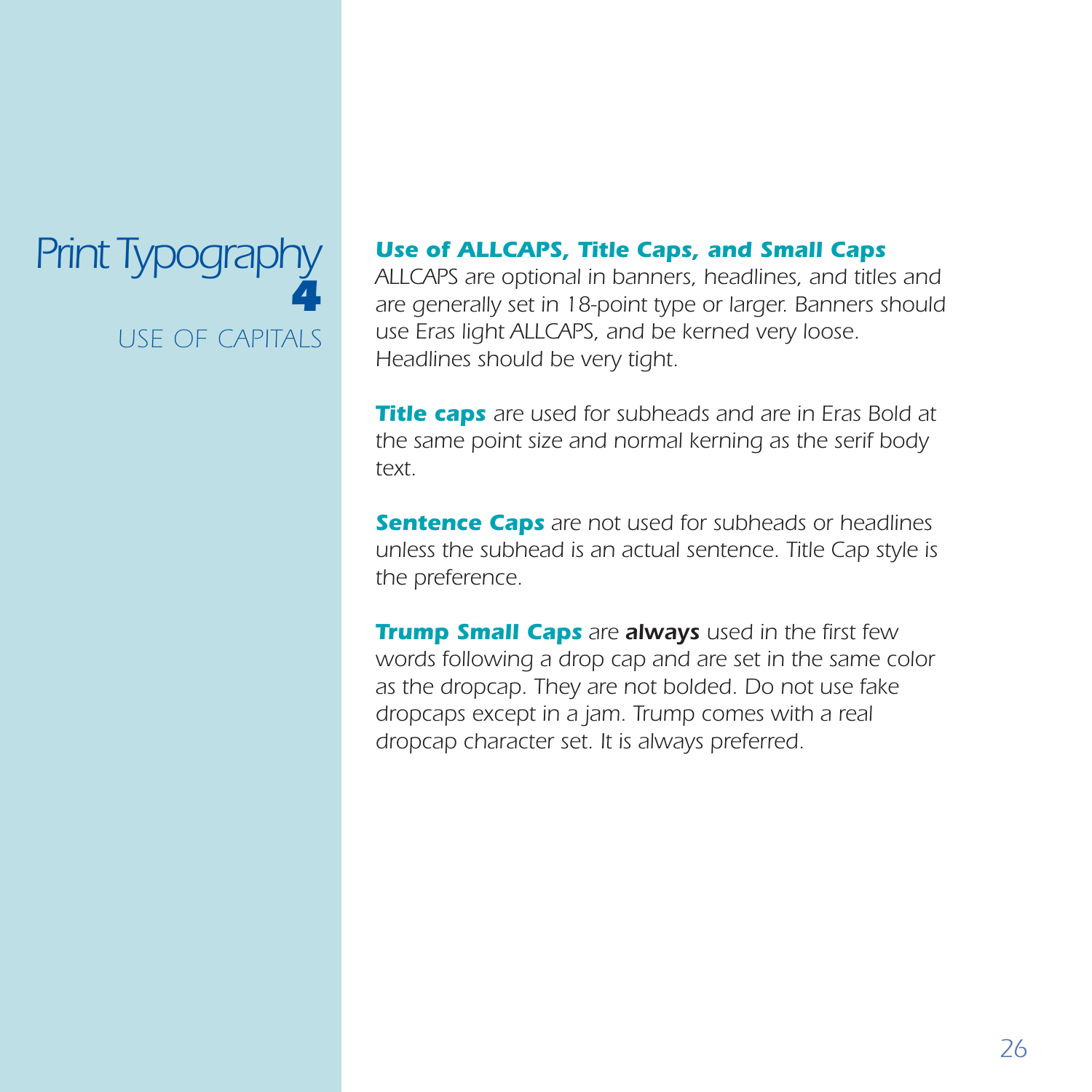# Print Typography 4

## USE OF CAPITALS

### *Use of ALLCAPS, Title Caps, and Small Caps*

*ALLCAPS are optional in banners, headlines, and titles and are generally set in 18-point type or larger. Banners should use Eras light ALLCAPS, and be kerned very loose. Headlines should be very tight.*

***Title caps*** *are used for subheads and are in Eras Bold at the same point size and normal kerning as the serif body text.*

***Sentence Caps*** *are not used for subheads or headlines unless the subhead is an actual sentence. Title Cap style is the preference.*

***Trump Small Caps*** *are* ***always*** *used in the first few words following a drop cap and are set in the same color as the dropcap. They are not bolded. Do not use fake dropcaps except in a jam. Trump comes with a real dropcap character set. It is always preferred.*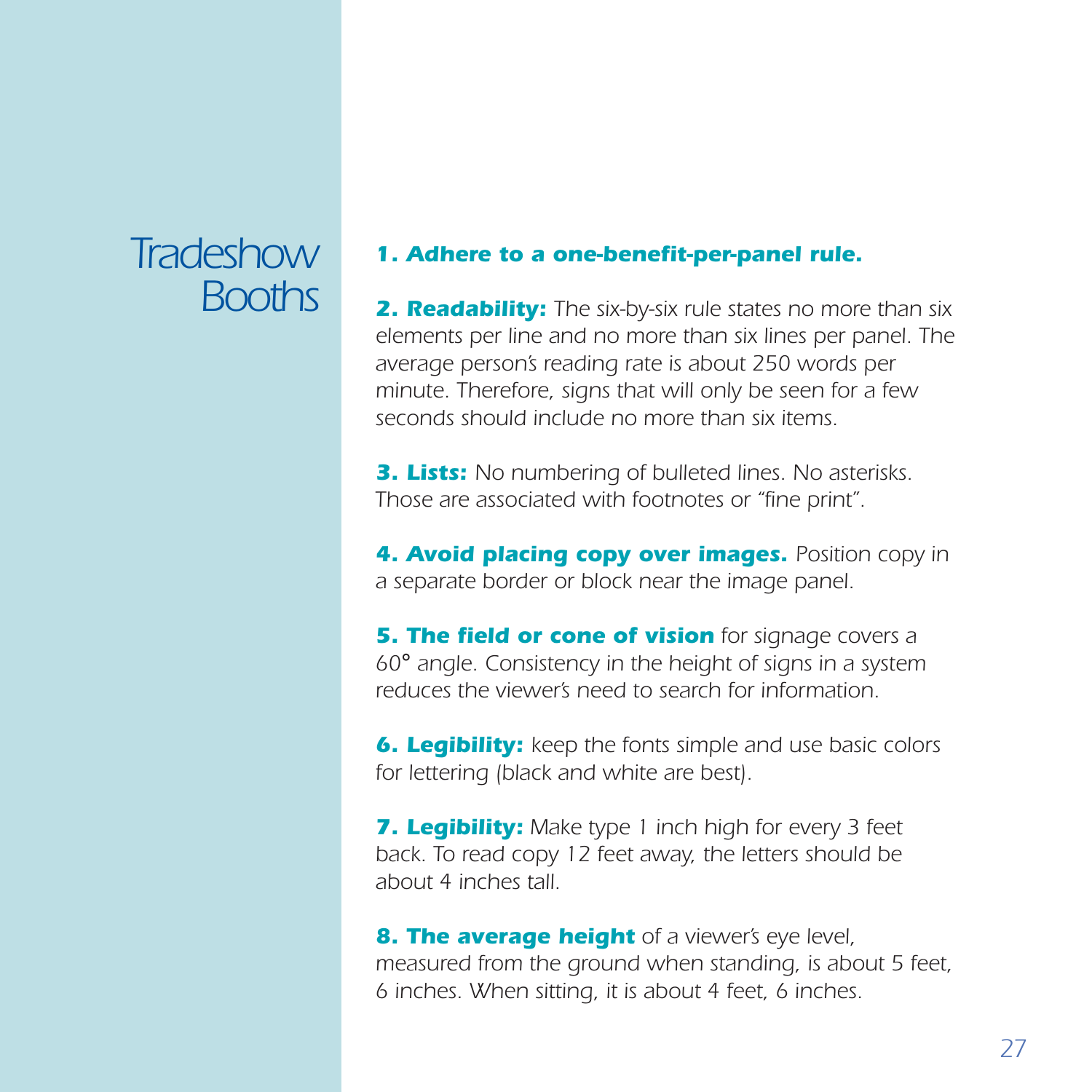# Tradeshow Booths

***1. Adhere to a one-benefit-per-panel rule.***

***2. Readability:*** *The six-by-six rule states no more than six elements per line and no more than six lines per panel. The average person's reading rate is about 250 words per minute. Therefore, signs that will only be seen for a few seconds should include no more than six items.*

***3. Lists:*** *No numbering of bulleted lines. No asterisks. Those are associated with footnotes or "fine print".*

***4. Avoid placing copy over images.*** *Position copy in a separate border or block near the image panel.*

***5. The field or cone of vision*** *for signage covers a 60° angle. Consistency in the height of signs in a system reduces the viewer's need to search for information.*

***6. Legibility:*** *keep the fonts simple and use basic colors for lettering (black and white are best).*

***7. Legibility:*** *Make type 1 inch high for every 3 feet back. To read copy 12 feet away, the letters should be about 4 inches tall.*

***8. The average height*** *of a viewer's eye level, measured from the ground when standing, is about 5 feet, 6 inches. When sitting, it is about 4 feet, 6 inches.*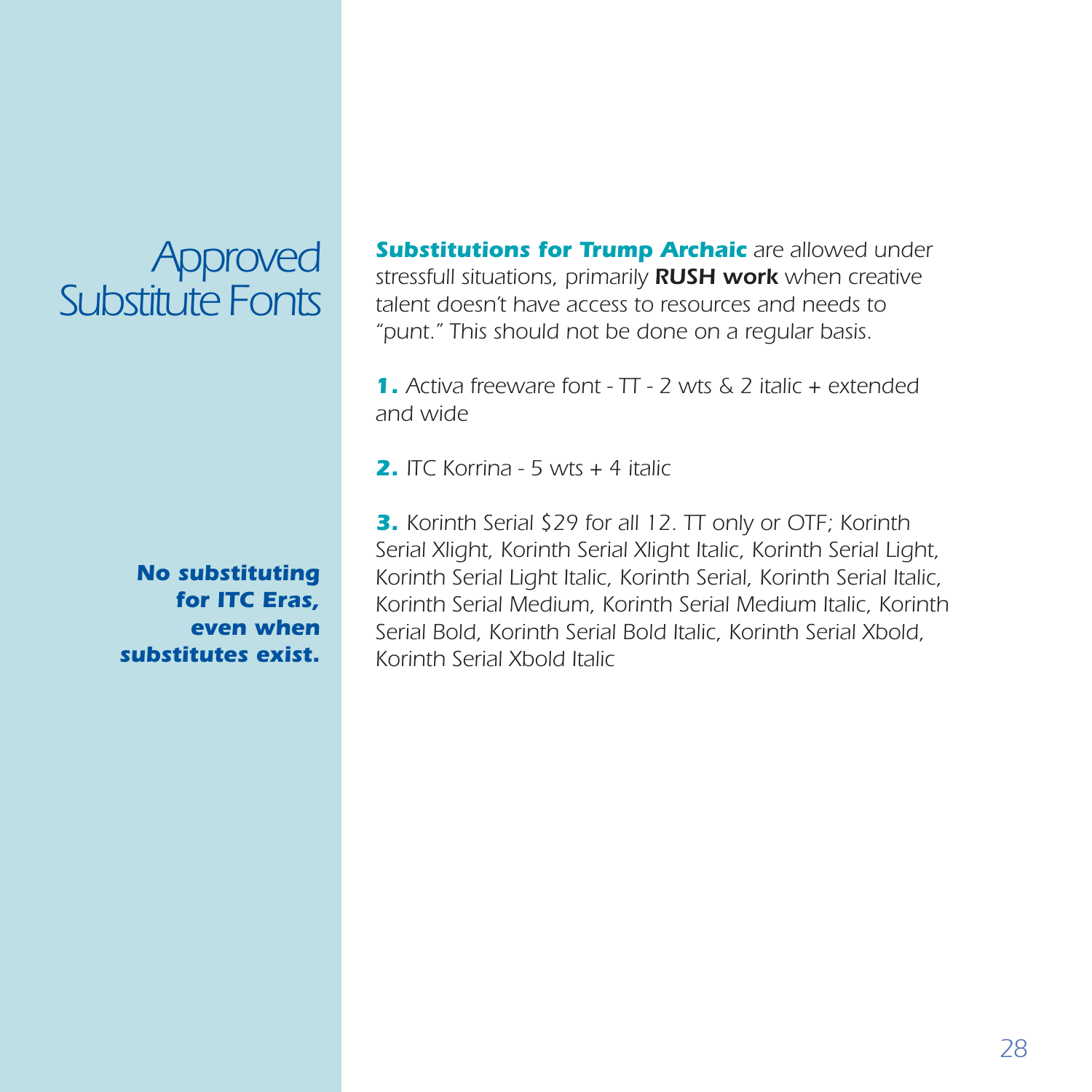# Approved Substitute Fonts

***No substituting for ITC Eras, even when substitutes exist.***

***Substitutions for Trump Archaic*** *are allowed under stressfull situations, primarily* ***RUSH work*** *when creative talent doesn't have access to resources and needs to "punt." This should not be done on a regular basis.*

**1.** *Activa freeware font - TT - 2 wts & 2 italic + extended and wide*

**2.** *ITC Korrina - 5 wts + 4 italic*

**3.** *Korinth Serial $29 for all 12. TT only or OTF; Korinth Serial Xlight, Korinth Serial Xlight Italic, Korinth Serial Light, Korinth Serial Light Italic, Korinth Serial, Korinth Serial Italic, Korinth Serial Medium, Korinth Serial Medium Italic, Korinth Serial Bold, Korinth Serial Bold Italic, Korinth Serial Xbold, Korinth Serial Xbold Italic*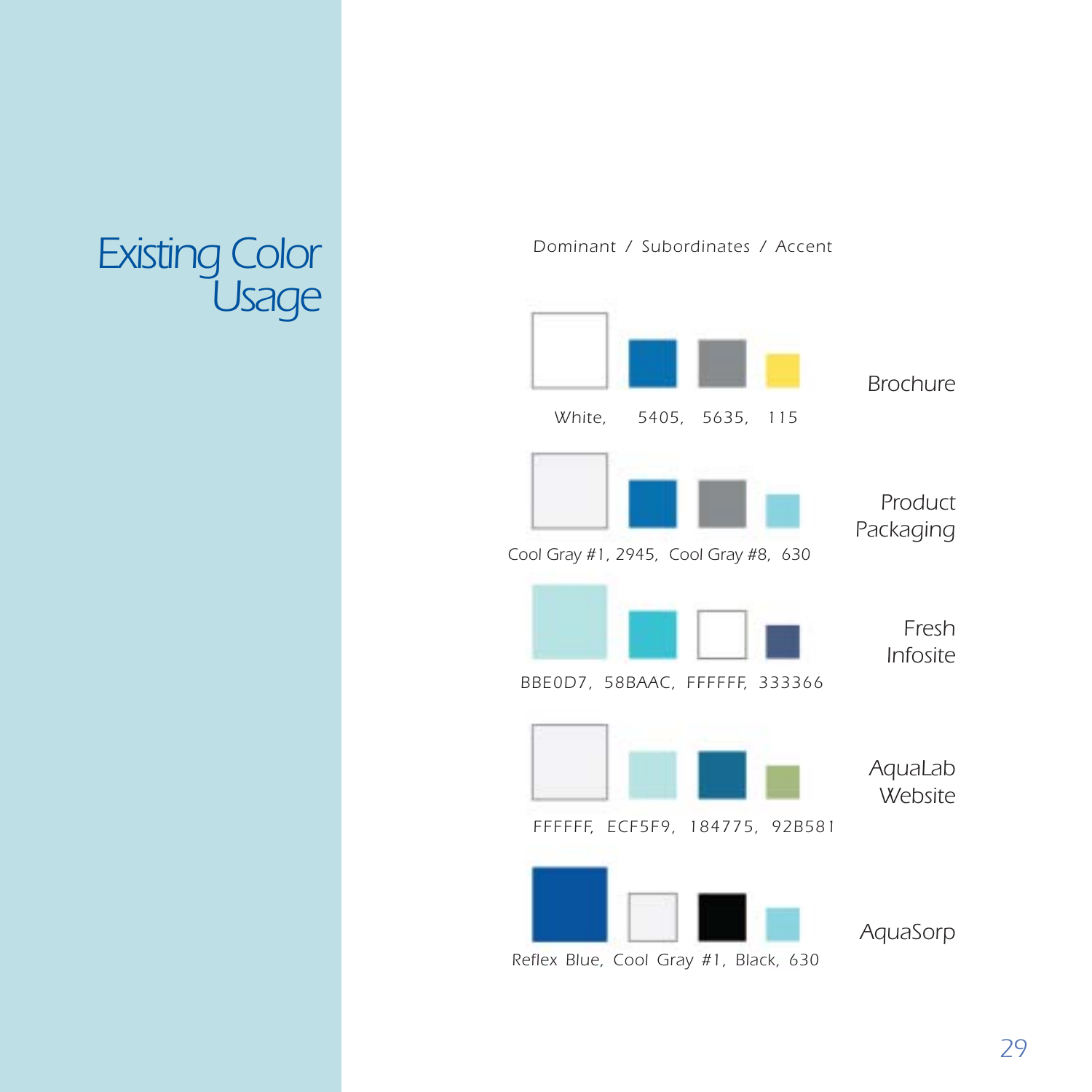# Existing Color Usage

Dominant / Subordinates / Accent

| Colors | Usage |
|---|---|
| White, 5405, 5635, 115 | Brochure |
| Cool Gray #1, 2945, Cool Gray #8, 630 | Product Packaging |
| BBE0D7, 58BAAC, FFFFFF, 333366 | Fresh Infosite |
| FFFFFF, ECF5F9, 184775, 92B581 | AquaLab Website |
| Reflex Blue, Cool Gray #1, Black, 630 | AquaSorp |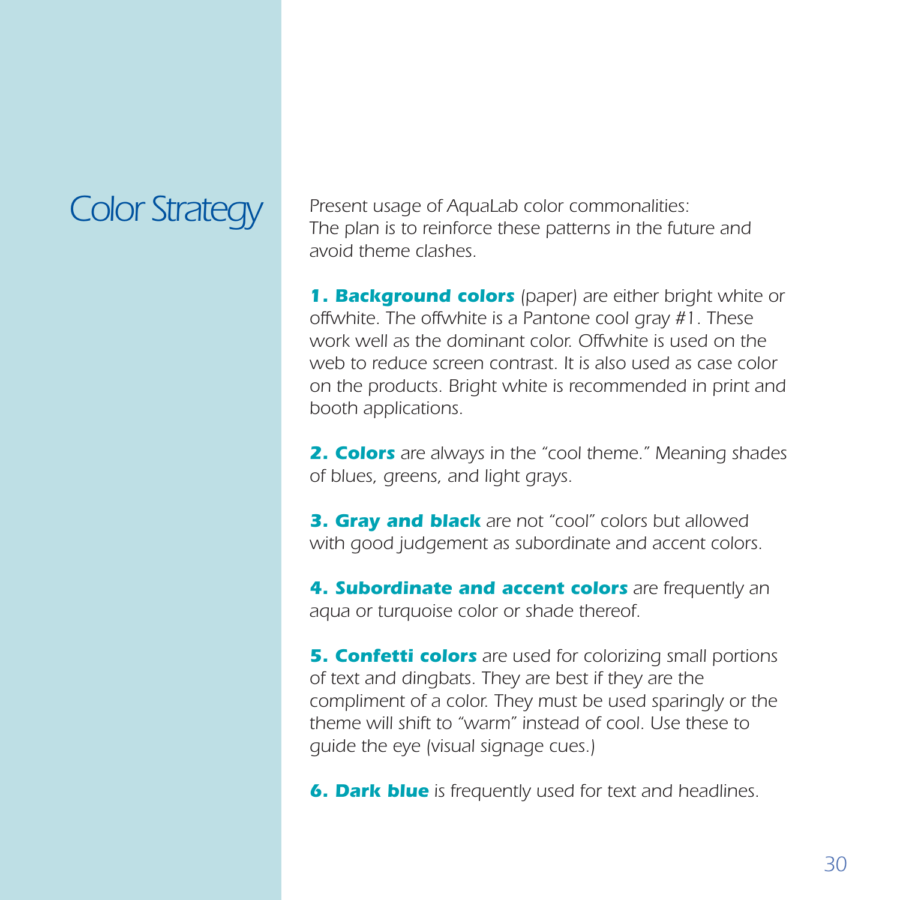# Color Strategy

*Present usage of AquaLab color commonalities:*
*The plan is to reinforce these patterns in the future and avoid theme clashes.*

***1. Background colors*** *(paper) are either bright white or offwhite. The offwhite is a Pantone cool gray #1. These work well as the dominant color. Offwhite is used on the web to reduce screen contrast. It is also used as case color on the products. Bright white is recommended in print and booth applications.*

***2. Colors*** *are always in the "cool theme." Meaning shades of blues, greens, and light grays.*

***3. Gray and black*** *are not "cool" colors but allowed with good judgement as subordinate and accent colors.*

***4. Subordinate and accent colors*** *are frequently an aqua or turquoise color or shade thereof.*

***5. Confetti colors*** *are used for colorizing small portions of text and dingbats. They are best if they are the compliment of a color. They must be used sparingly or the theme will shift to "warm" instead of cool. Use these to guide the eye (visual signage cues.)*

***6. Dark blue*** *is frequently used for text and headlines.*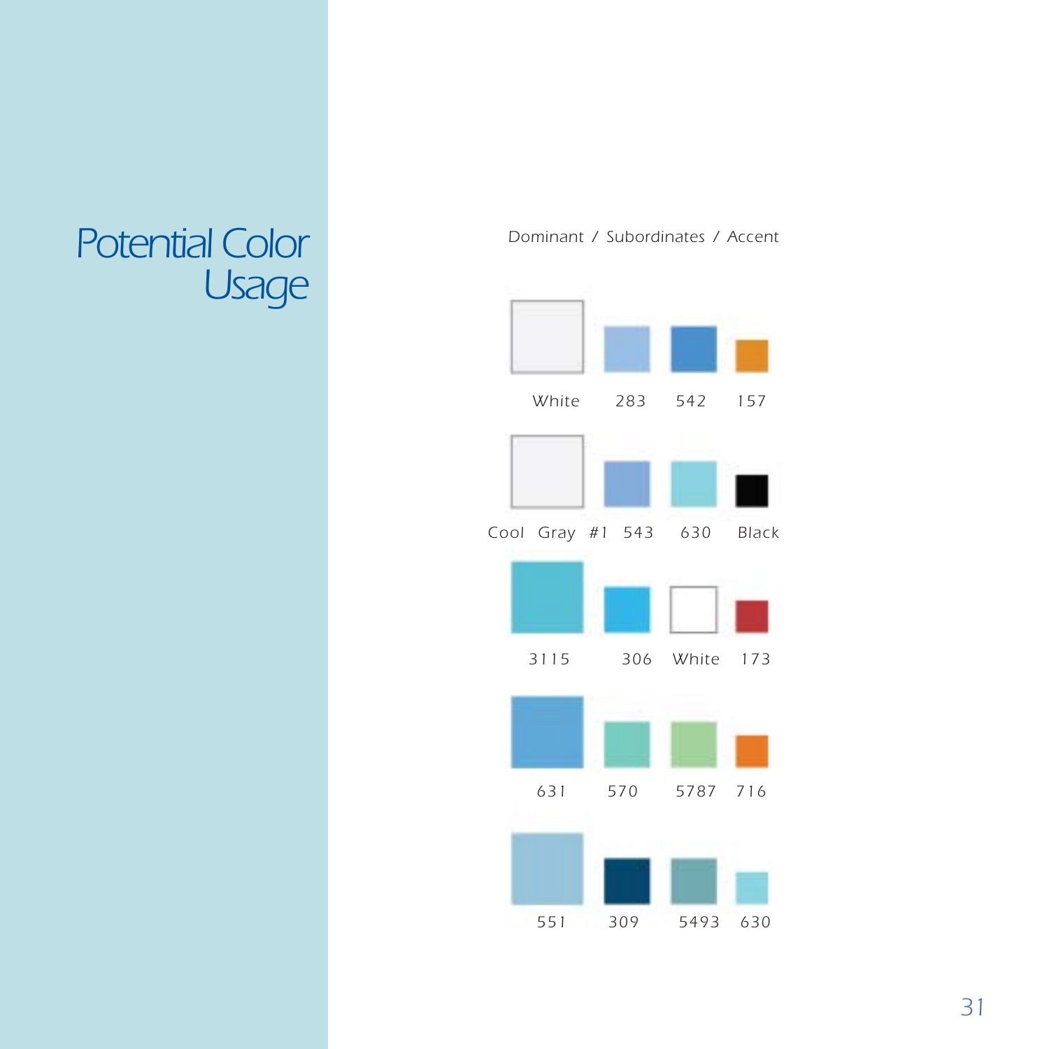# Potential Color Usage

Dominant / Subordinates / Accent

| Dominant | Subordinate | Subordinate | Accent |
|---|---|---|---|
| White | 283 | 542 | 157 |
| Cool Gray #1 | 543 | 630 | Black |
| 3115 | 306 | White | 173 |
| 631 | 570 | 5787 | 716 |
| 551 | 309 | 5493 | 630 |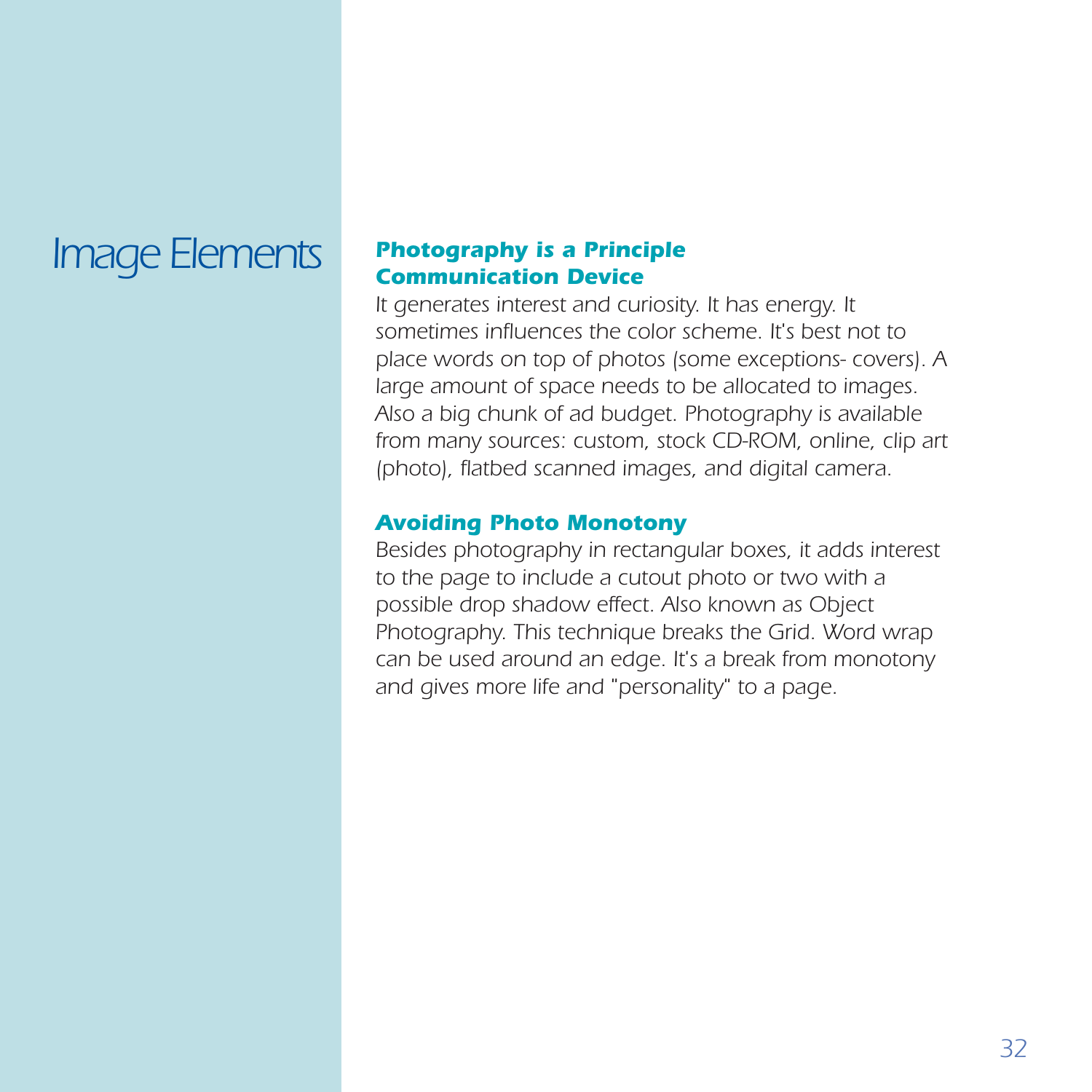# Image Elements

### *Photography is a Principle Communication Device*

*It generates interest and curiosity. It has energy. It sometimes influences the color scheme. It's best not to place words on top of photos (some exceptions- covers). A large amount of space needs to be allocated to images. Also a big chunk of ad budget. Photography is available from many sources: custom, stock CD-ROM, online, clip art (photo), flatbed scanned images, and digital camera.*

### *Avoiding Photo Monotony*

*Besides photography in rectangular boxes, it adds interest to the page to include a cutout photo or two with a possible drop shadow effect. Also known as Object Photography. This technique breaks the Grid. Word wrap can be used around an edge. It's a break from monotony and gives more life and "personality" to a page.*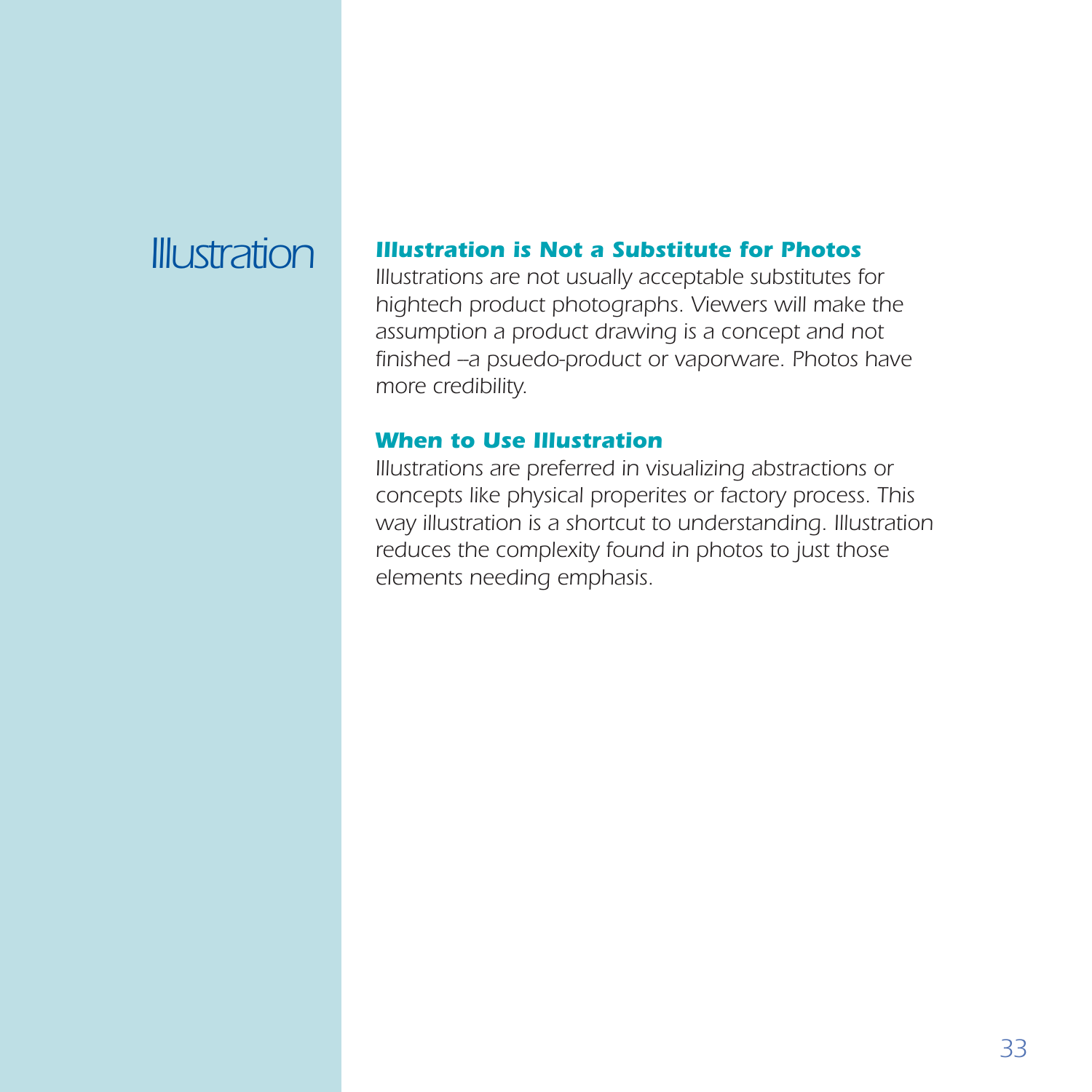# Illustration

### *Illustration is Not a Substitute for Photos*

*Illustrations are not usually acceptable substitutes for hightech product photographs. Viewers will make the assumption a product drawing is a concept and not finished –a psuedo-product or vaporware. Photos have more credibility.*

### *When to Use Illustration*

*Illustrations are preferred in visualizing abstractions or concepts like physical properites or factory process. This way illustration is a shortcut to understanding. Illustration reduces the complexity found in photos to just those elements needing emphasis.*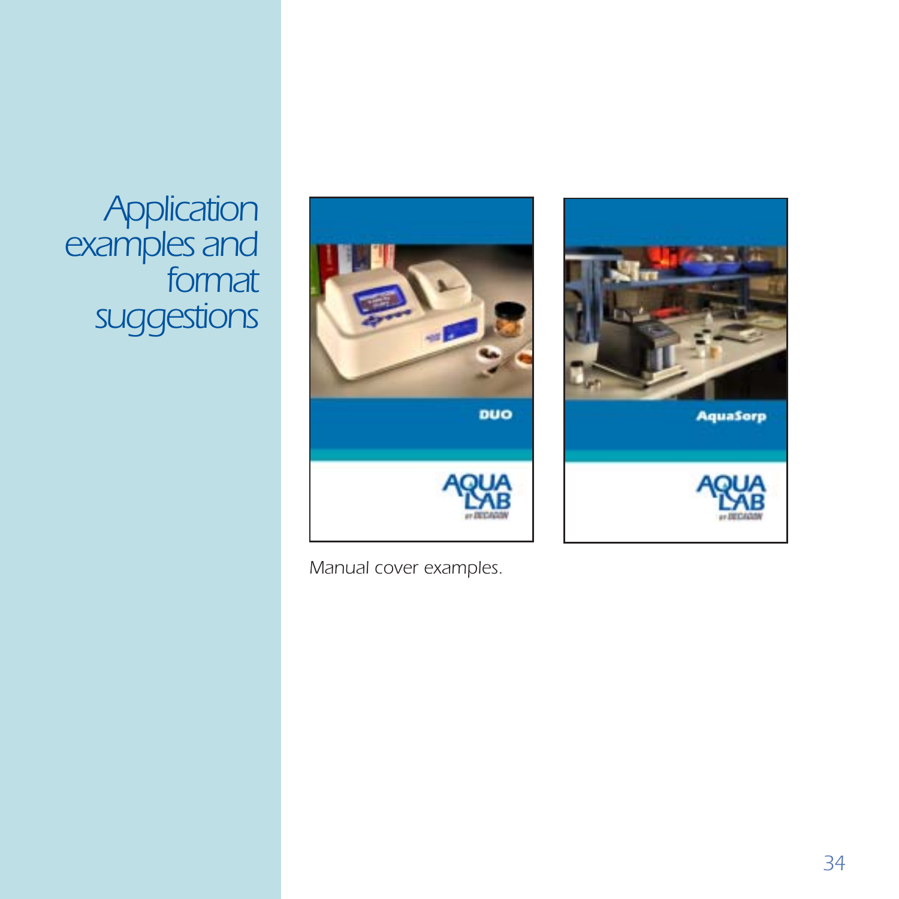# Application examples and format suggestions

*Manual cover examples.*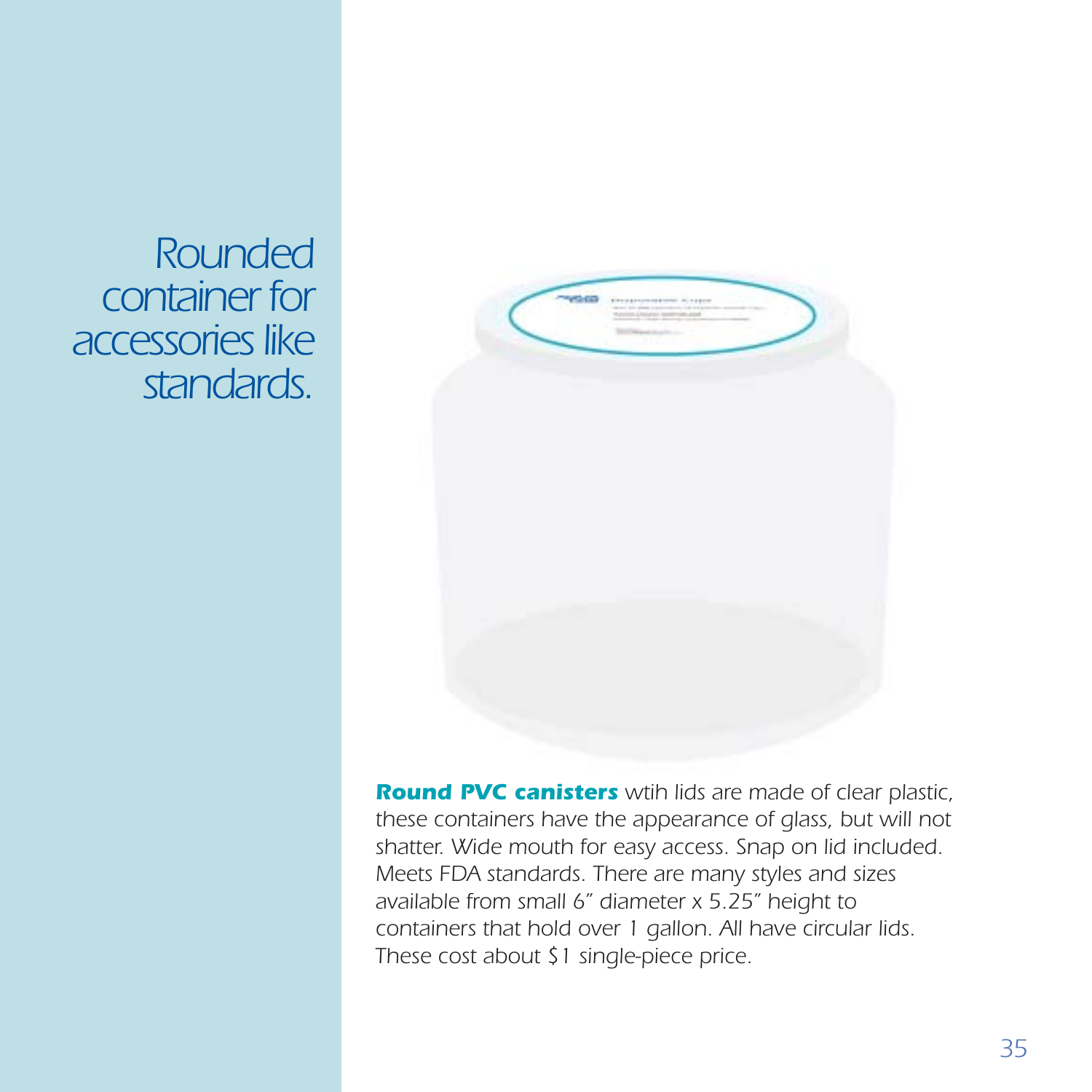*Rounded container for accessories like standards.*

***Round PVC canisters*** *wtih lids are made of clear plastic, these containers have the appearance of glass, but will not shatter. Wide mouth for easy access. Snap on lid included. Meets FDA standards. There are many styles and sizes available from small 6" diameter x 5.25" height to containers that hold over 1 gallon. All have circular lids. These cost about $1 single-piece price.*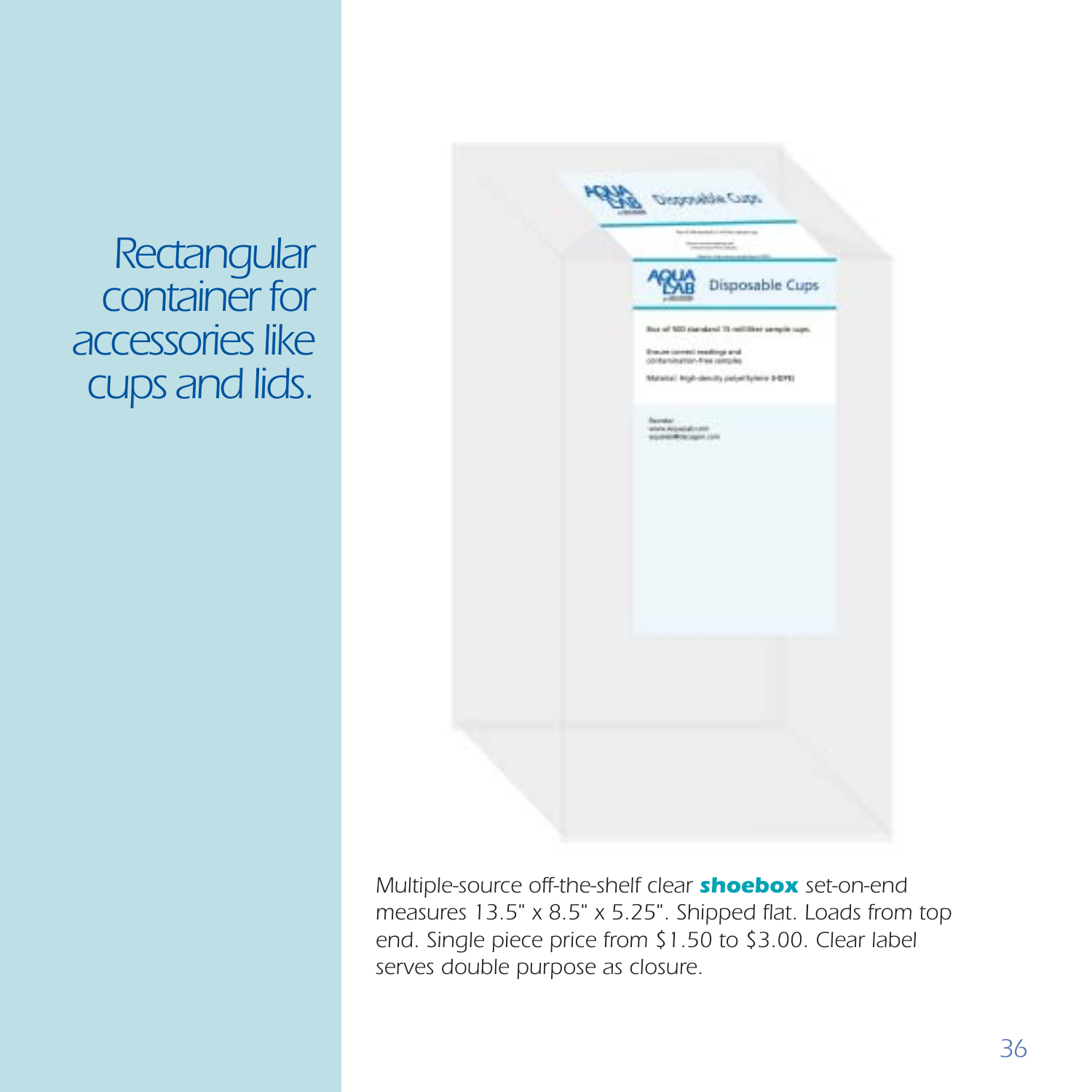*Rectangular container for accessories like cups and lids.*

*Multiple-source off-the-shelf clear **shoebox** set-on-end measures 13.5" x 8.5" x 5.25". Shipped flat. Loads from top end. Single piece price from $1.50 to $3.00. Clear label serves double purpose as closure.*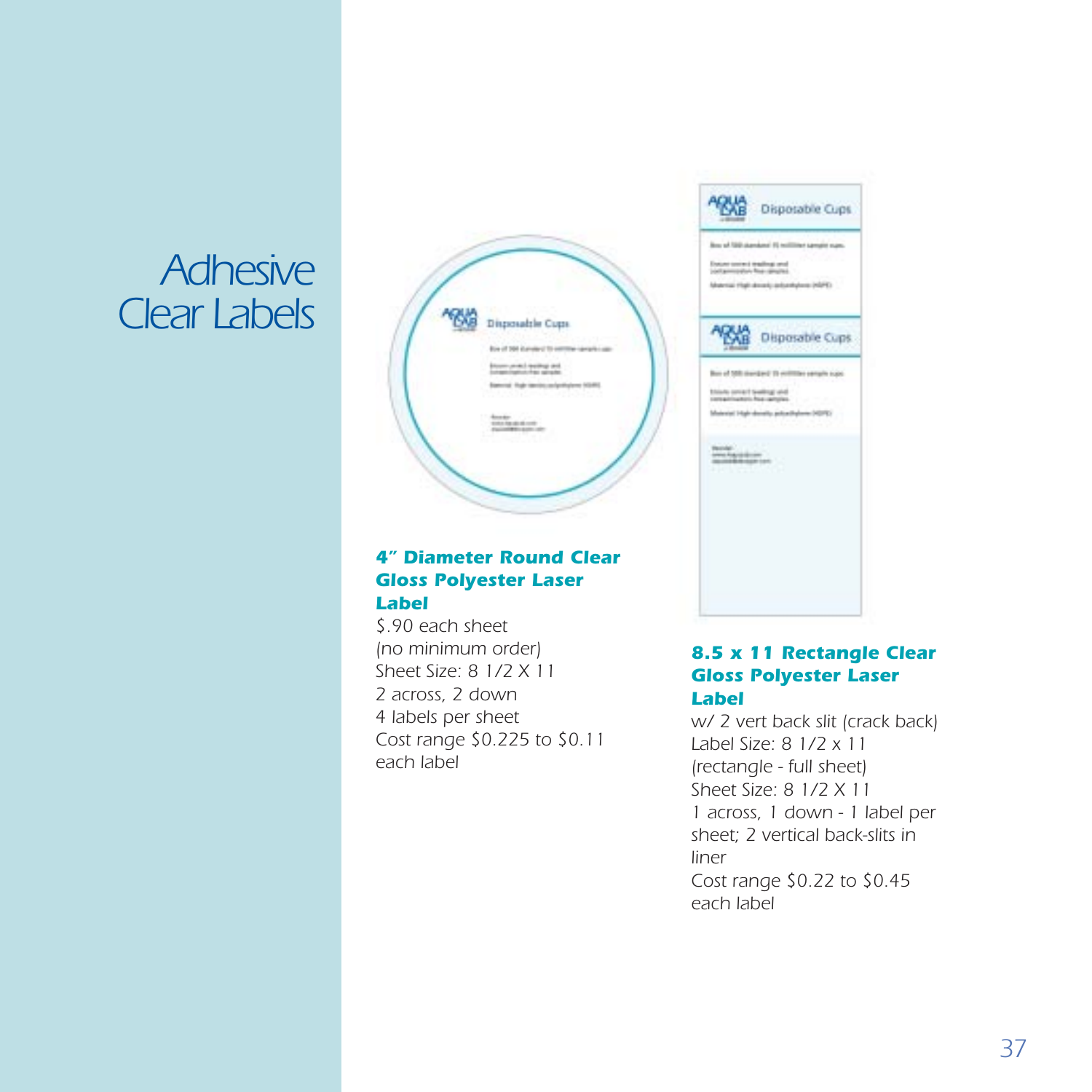# Adhesive Clear Labels

### *4″ Diameter Round Clear Gloss Polyester Laser Label*

*$.90 each sheet*
*(no minimum order)*
*Sheet Size: 8 1/2 X 11*
*2 across, 2 down*
*4 labels per sheet*
*Cost range $0.225 to $0.11 each label*

### *8.5 x 11 Rectangle Clear Gloss Polyester Laser Label*

*w/ 2 vert back slit (crack back)*
*Label Size: 8 1/2 x 11*
*(rectangle - full sheet)*
*Sheet Size: 8 1/2 X 11*
*1 across, 1 down - 1 label per sheet; 2 vertical back-slits in liner*
*Cost range $0.22 to $0.45 each label*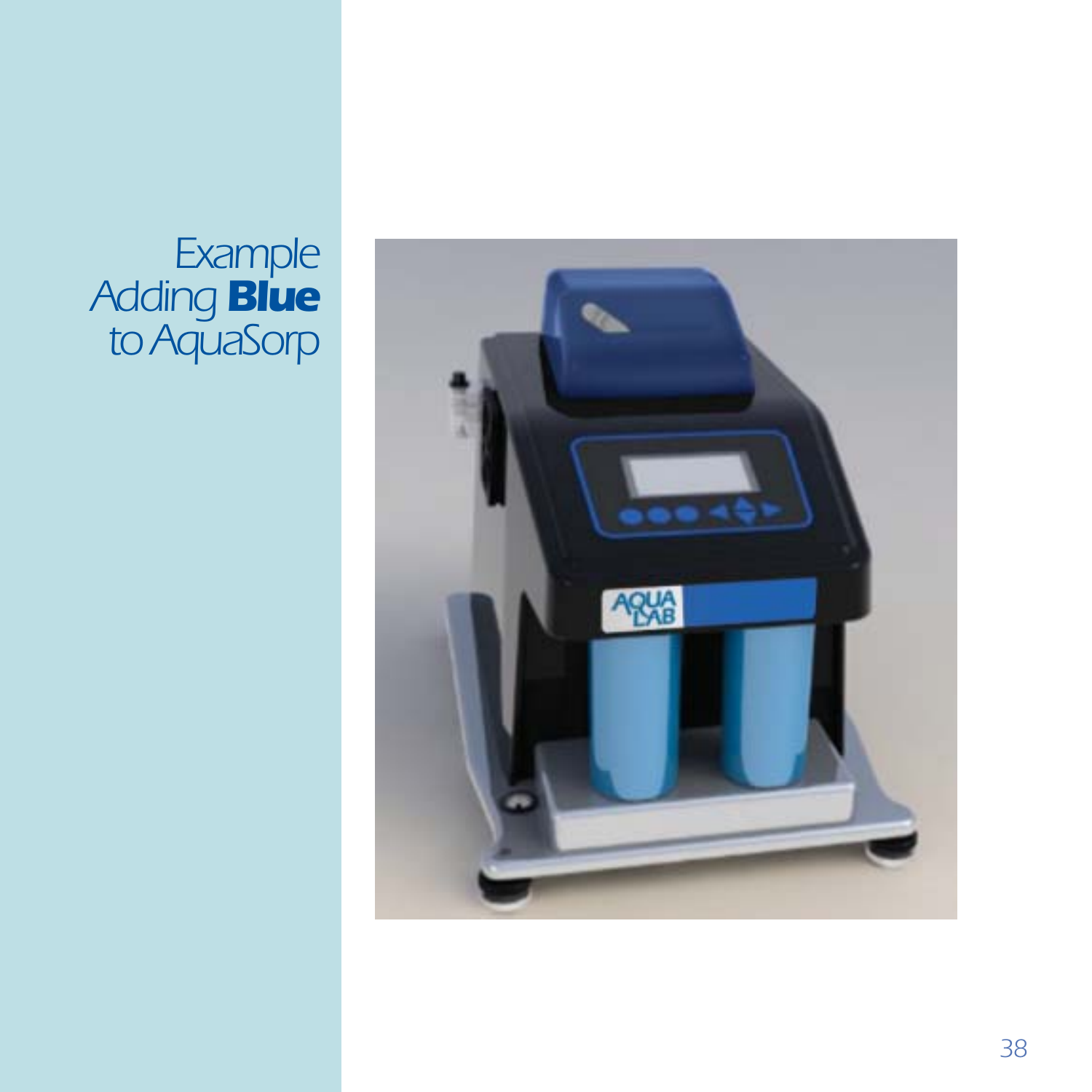# Example
# Adding **Blue** to AquaSorp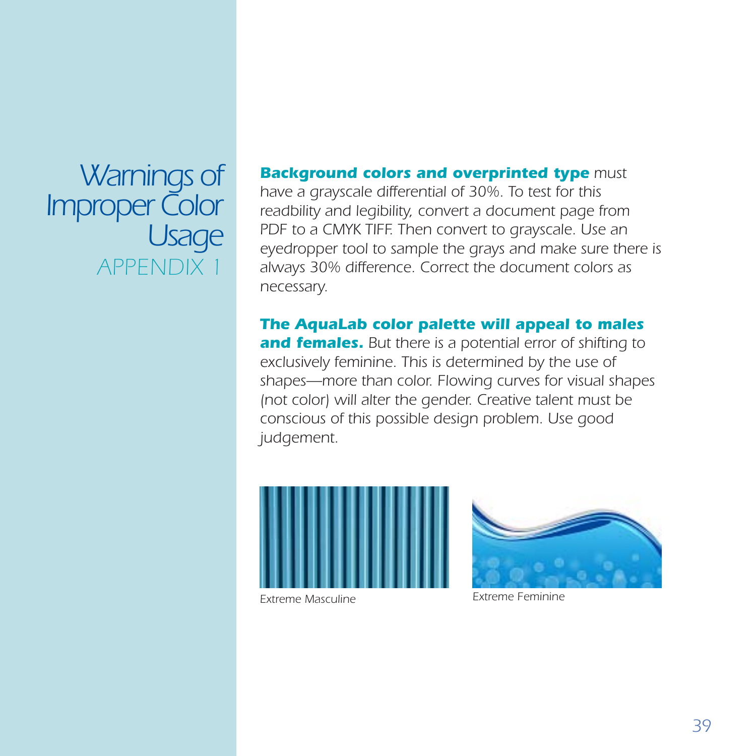# Warnings of Improper Color Usage

## APPENDIX 1

***Background colors and overprinted type*** *must have a grayscale differential of 30%. To test for this readbility and legibility, convert a document page from PDF to a CMYK TIFF. Then convert to grayscale. Use an eyedropper tool to sample the grays and make sure there is always 30% difference. Correct the document colors as necessary.*

***The AquaLab color palette will appeal to males and females.*** *But there is a potential error of shifting to exclusively feminine. This is determined by the use of shapes—more than color. Flowing curves for visual shapes (not color) will alter the gender. Creative talent must be conscious of this possible design problem. Use good judgement.*

Extreme Masculine

Extreme Feminine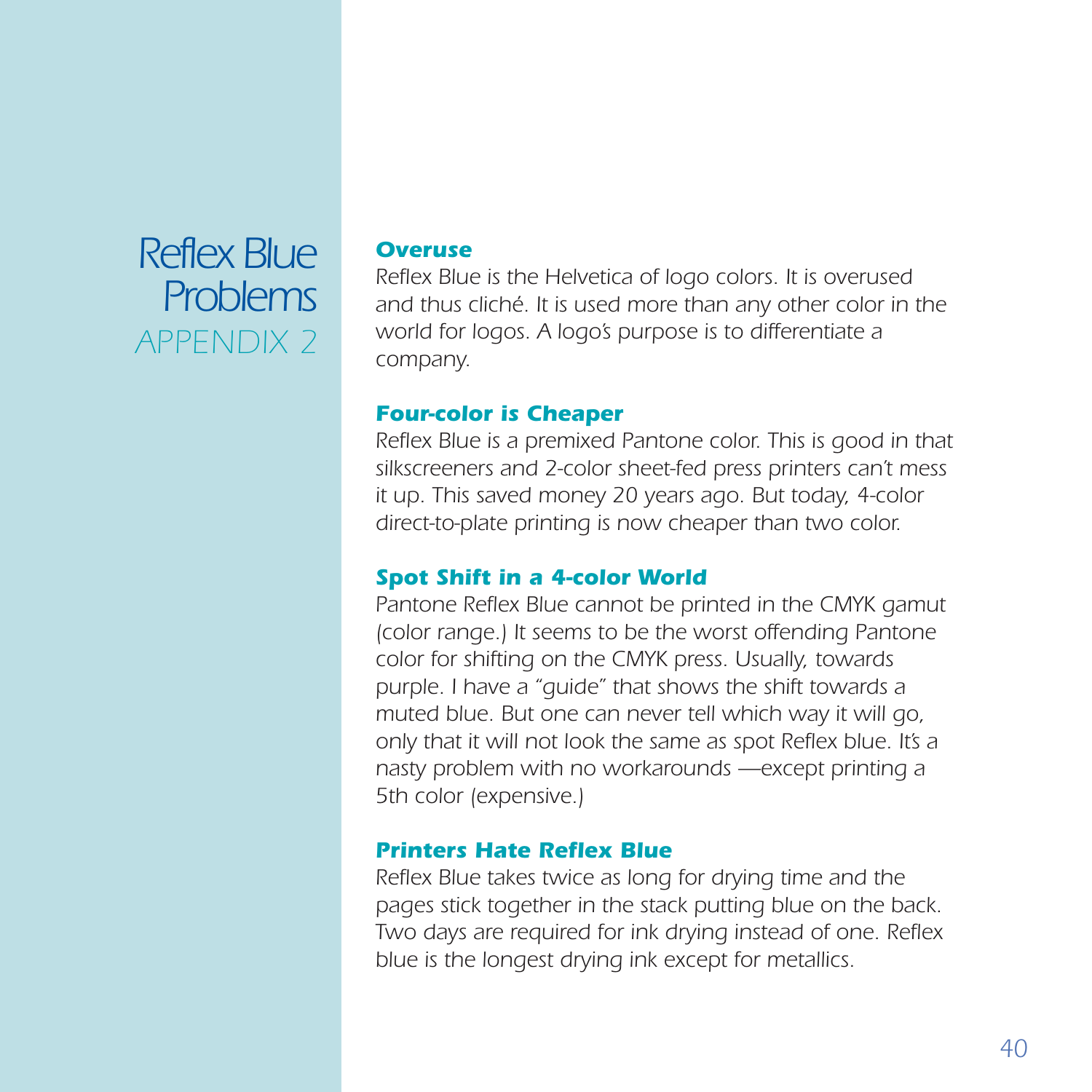# Reflex Blue Problems

## APPENDIX 2

### Overuse

*Reflex Blue is the Helvetica of logo colors. It is overused and thus cliché. It is used more than any other color in the world for logos. A logo's purpose is to differentiate a company.*

### Four-color is Cheaper

*Reflex Blue is a premixed Pantone color. This is good in that silkscreeners and 2-color sheet-fed press printers can't mess it up. This saved money 20 years ago. But today, 4-color direct-to-plate printing is now cheaper than two color.*

### Spot Shift in a 4-color World

*Pantone Reflex Blue cannot be printed in the CMYK gamut (color range.) It seems to be the worst offending Pantone color for shifting on the CMYK press. Usually, towards purple. I have a "guide" that shows the shift towards a muted blue. But one can never tell which way it will go, only that it will not look the same as spot Reflex blue. It's a nasty problem with no workarounds —except printing a 5th color (expensive.)*

### Printers Hate Reflex Blue

*Reflex Blue takes twice as long for drying time and the pages stick together in the stack putting blue on the back. Two days are required for ink drying instead of one. Reflex blue is the longest drying ink except for metallics.*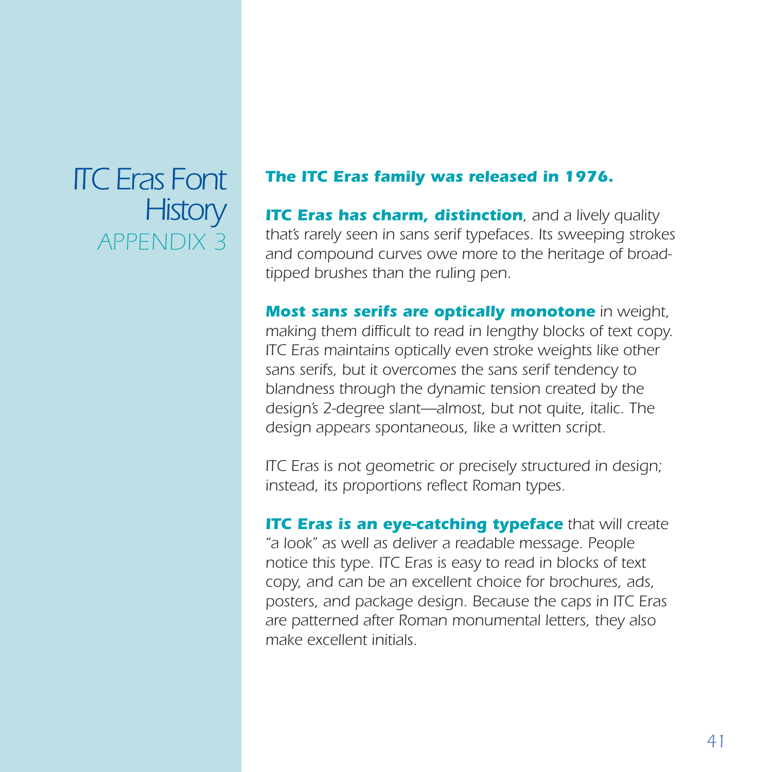# ITC Eras Font History

## APPENDIX 3

***The ITC Eras family was released in 1976.***

***ITC Eras has charm, distinction****, and a lively quality that's rarely seen in sans serif typefaces. Its sweeping strokes and compound curves owe more to the heritage of broad-tipped brushes than the ruling pen.*

***Most sans serifs are optically monotone*** *in weight, making them difficult to read in lengthy blocks of text copy. ITC Eras maintains optically even stroke weights like other sans serifs, but it overcomes the sans serif tendency to blandness through the dynamic tension created by the design's 2-degree slant—almost, but not quite, italic. The design appears spontaneous, like a written script.*

*ITC Eras is not geometric or precisely structured in design; instead, its proportions reflect Roman types.*

***ITC Eras is an eye-catching typeface*** *that will create "a look" as well as deliver a readable message. People notice this type. ITC Eras is easy to read in blocks of text copy, and can be an excellent choice for brochures, ads, posters, and package design. Because the caps in ITC Eras are patterned after Roman monumental letters, they also make excellent initials.*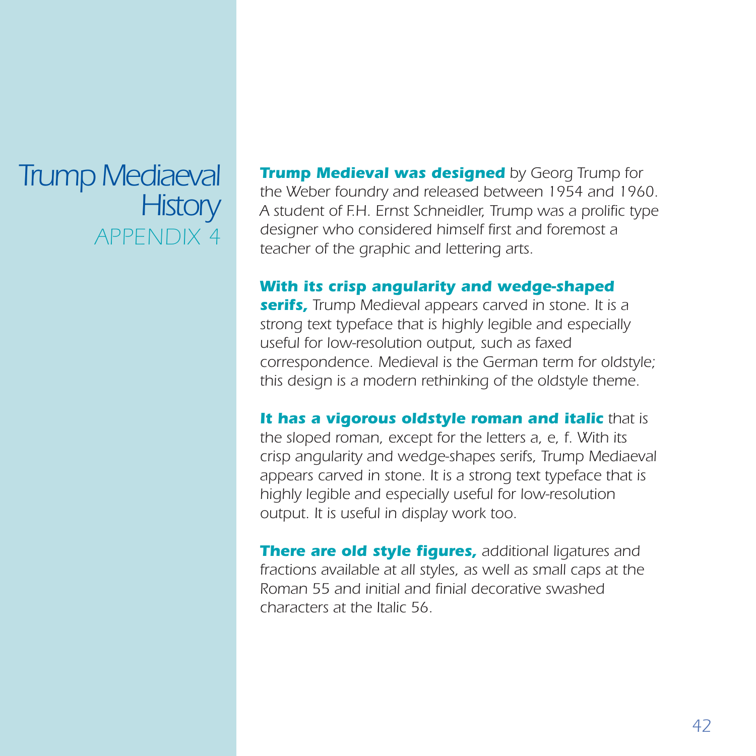# Trump Mediaeval History

## APPENDIX 4

***Trump Medieval was designed*** *by Georg Trump for the Weber foundry and released between 1954 and 1960. A student of F.H. Ernst Schneidler, Trump was a prolific type designer who considered himself first and foremost a teacher of the graphic and lettering arts.*

***With its crisp angularity and wedge-shaped serifs,*** *Trump Medieval appears carved in stone. It is a strong text typeface that is highly legible and especially useful for low-resolution output, such as faxed correspondence. Medieval is the German term for oldstyle; this design is a modern rethinking of the oldstyle theme.*

***It has a vigorous oldstyle roman and italic*** *that is the sloped roman, except for the letters a, e, f. With its crisp angularity and wedge-shapes serifs, Trump Mediaeval appears carved in stone. It is a strong text typeface that is highly legible and especially useful for low-resolution output. It is useful in display work too.*

***There are old style figures,*** *additional ligatures and fractions available at all styles, as well as small caps at the Roman 55 and initial and finial decorative swashed characters at the Italic 56.*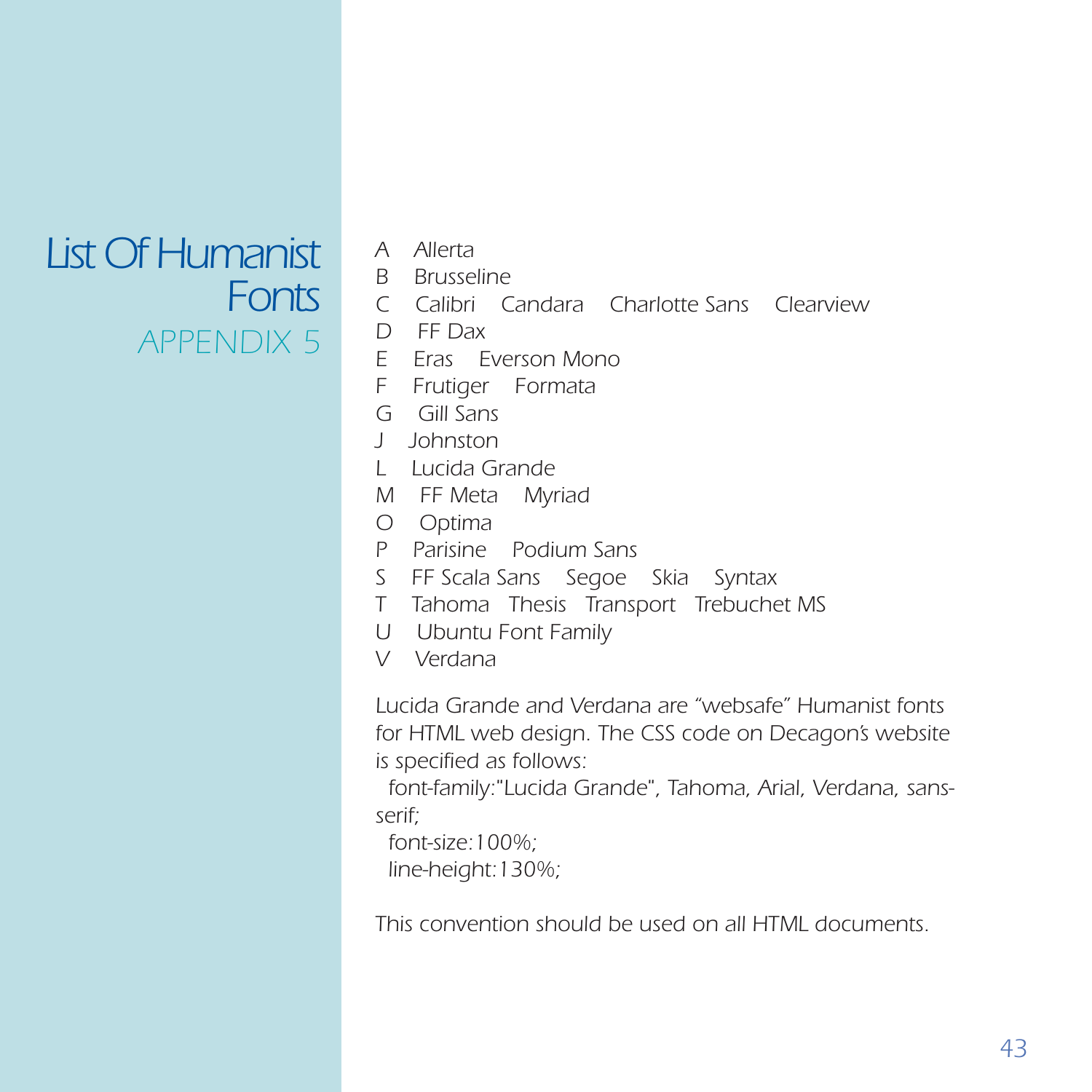# List Of Humanist Fonts

## APPENDIX 5

- A  Allerta
- B  Brusseline
- C  Calibri  Candara  Charlotte Sans  Clearview
- D  FF Dax
- E  Eras  Everson Mono
- F  Frutiger  Formata
- G  Gill Sans
- J  Johnston
- L  Lucida Grande
- M  FF Meta  Myriad
- O  Optima
- P  Parisine  Podium Sans
- S  FF Scala Sans  Segoe  Skia  Syntax
- T  Tahoma  Thesis  Transport  Trebuchet MS
- U  Ubuntu Font Family
- V  Verdana

Lucida Grande and Verdana are "websafe" Humanist fonts for HTML web design. The CSS code on Decagon's website is specified as follows:

```
font-family:"Lucida Grande", Tahoma, Arial, Verdana, sans-serif;
font-size:100%;
line-height:130%;
```

This convention should be used on all HTML documents.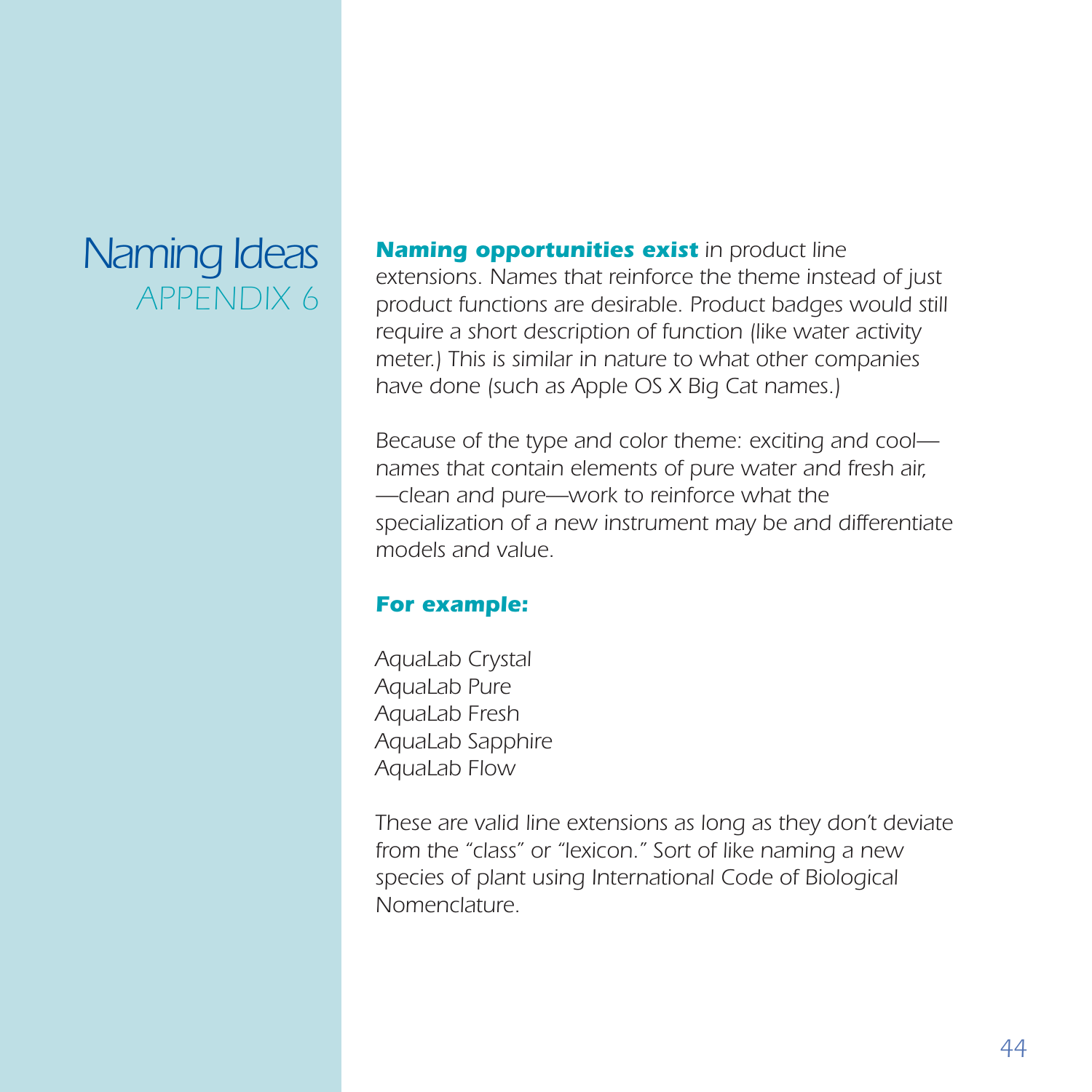# Naming Ideas
## APPENDIX 6

***Naming opportunities exist*** *in product line extensions. Names that reinforce the theme instead of just product functions are desirable. Product badges would still require a short description of function (like water activity meter.) This is similar in nature to what other companies have done (such as Apple OS X Big Cat names.)*

*Because of the type and color theme: exciting and cool—names that contain elements of pure water and fresh air, —clean and pure—work to reinforce what the specialization of a new instrument may be and differentiate models and value.*

***For example:***

*AquaLab Crystal*
*AquaLab Pure*
*AquaLab Fresh*
*AquaLab Sapphire*
*AquaLab Flow*

*These are valid line extensions as long as they don't deviate from the "class" or "lexicon." Sort of like naming a new species of plant using International Code of Biological Nomenclature.*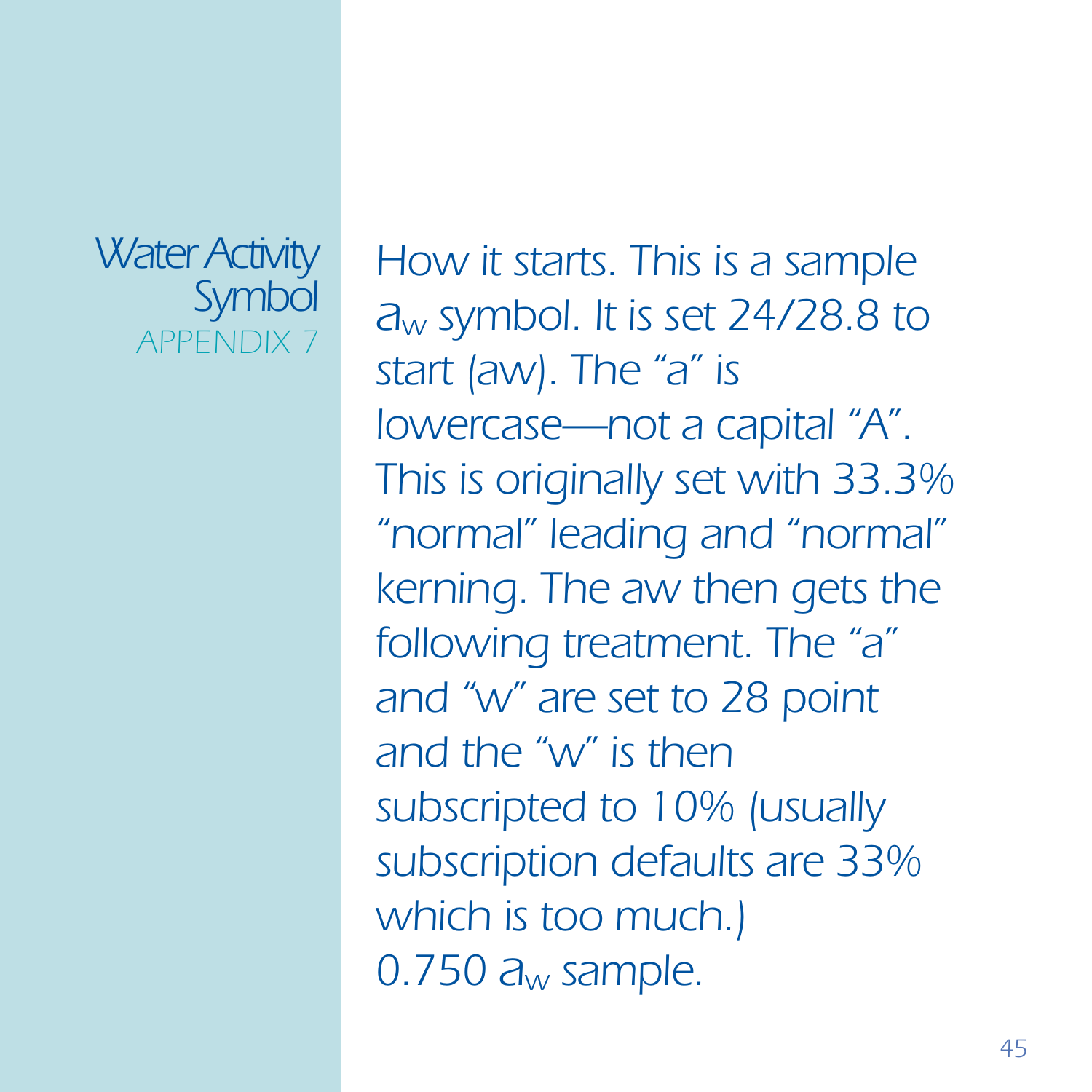# Water Activity Symbol

## APPENDIX 7

*How it starts. This is a sample $a_w$ symbol. It is set 24/28.8 to start (aw). The "a" is lowercase—not a capital "A". This is originally set with 33.3% "normal" leading and "normal" kerning. The aw then gets the following treatment. The "a" and "w" are set to 28 point and the "w" is then subscripted to 10% (usually subscription defaults are 33% which is too much.)*

*0.750 $a_w$ sample.*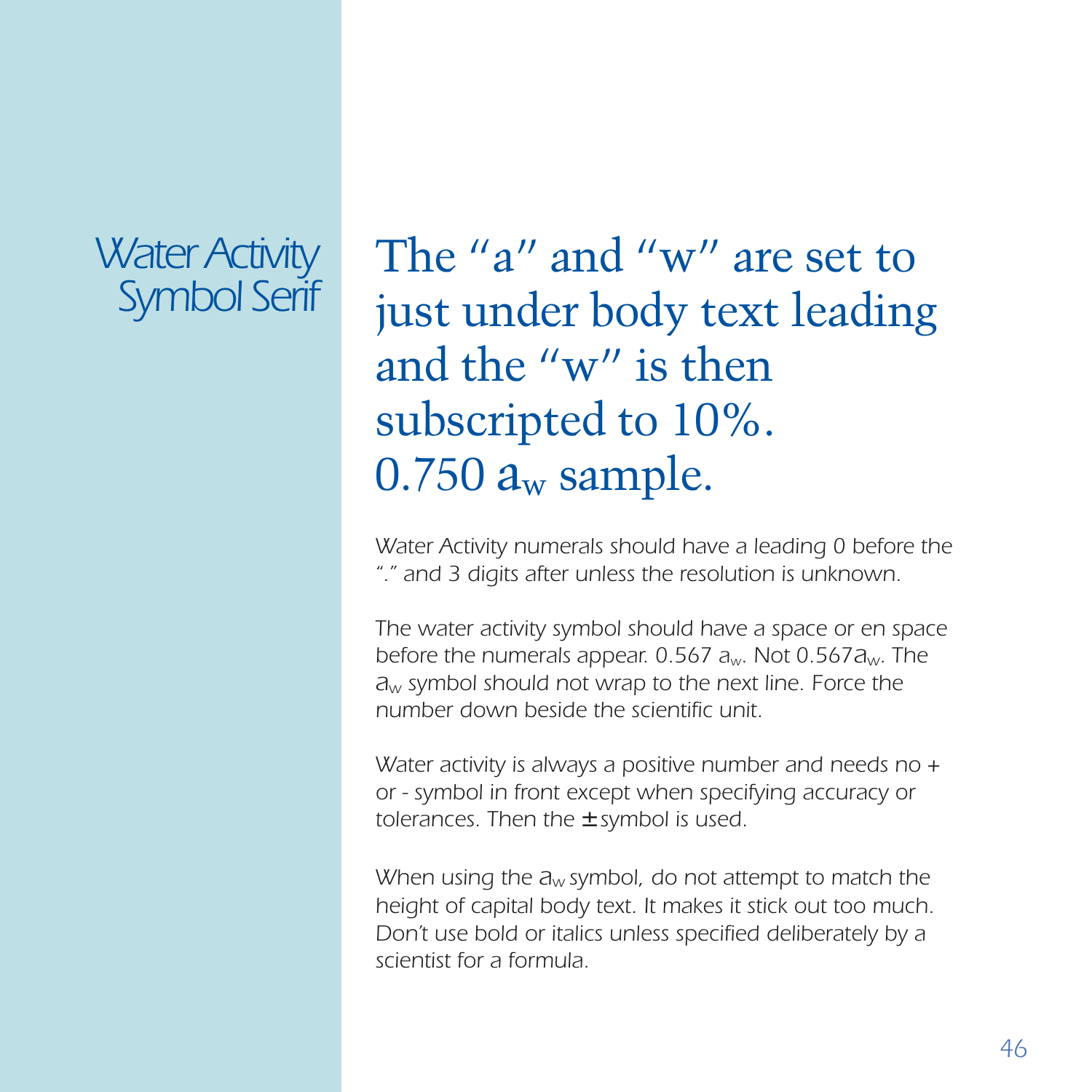# Water Activity Symbol Serif

The "a" and "w" are set to just under body text leading and the "w" is then subscripted to 10%.
0.750 $a_w$ sample.

*Water Activity numerals should have a leading 0 before the "." and 3 digits after unless the resolution is unknown.*

*The water activity symbol should have a space or en space before the numerals appear. 0.567 $a_w$. Not 0.567$a_w$. The $a_w$ symbol should not wrap to the next line. Force the number down beside the scientific unit.*

*Water activity is always a positive number and needs no + or - symbol in front except when specifying accuracy or tolerances. Then the ± symbol is used.*

*When using the $a_w$ symbol, do not attempt to match the height of capital body text. It makes it stick out too much. Don't use bold or italics unless specified deliberately by a scientist for a formula.*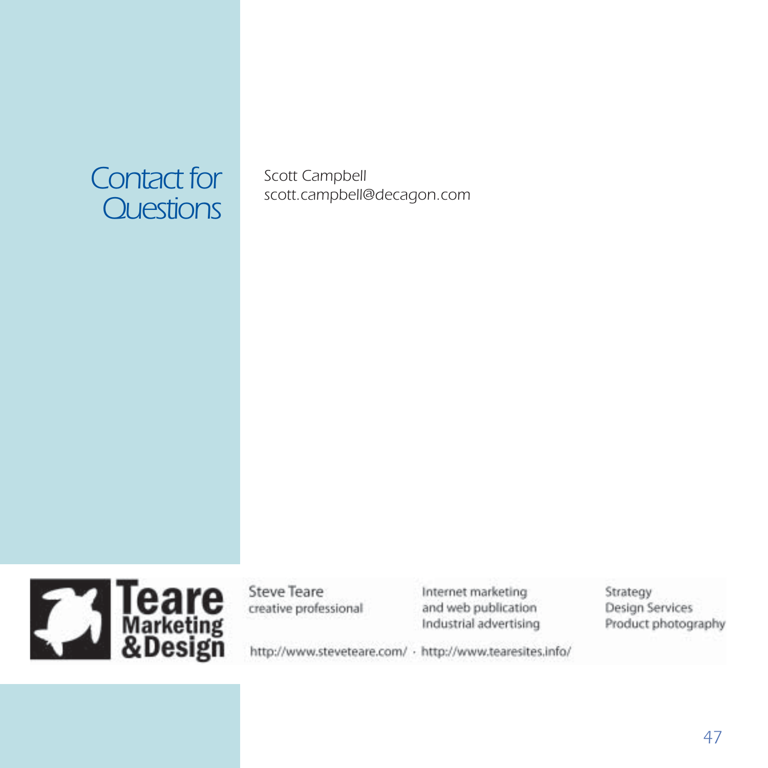## Contact for Questions

*Scott Campbell*
*scott.campbell@decagon.com*

Teare Marketing & Design

Steve Teare
creative professional

Internet marketing
and web publication
Industrial advertising

Strategy
Design Services
Product photography

http://www.steveteare.com/ · http://www.tearesites.info/